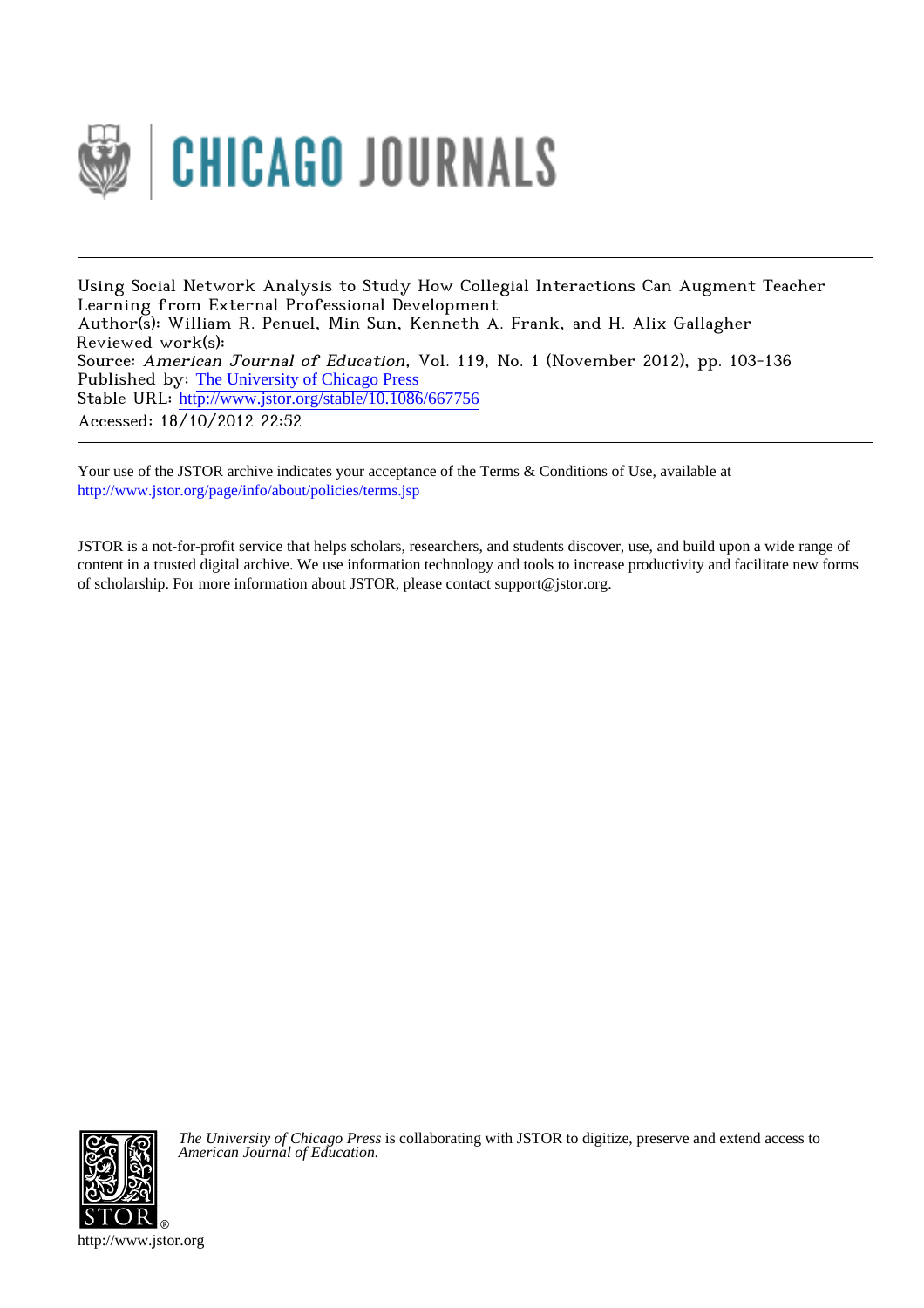CHICAGO JOURNALS

Using Social Network Analysis to Study How Collegial Interactions Can Augment Teacher Learning from External Professional Development
Author(s): William R. Penuel, Min Sun, Kenneth A. Frank, and H. Alix Gallagher
Reviewed work(s):
Source: *American Journal of Education*, Vol. 119, No. 1 (November 2012), pp. 103-136
Published by: The University of Chicago Press
Stable URL: http://www.jstor.org/stable/10.1086/667756
Accessed: 18/10/2012 22:52

Your use of the JSTOR archive indicates your acceptance of the Terms & Conditions of Use, available at
http://www.jstor.org/page/info/about/policies/terms.jsp

JSTOR is a not-for-profit service that helps scholars, researchers, and students discover, use, and build upon a wide range of content in a trusted digital archive. We use information technology and tools to increase productivity and facilitate new forms of scholarship. For more information about JSTOR, please contact support@jstor.org.

*The University of Chicago Press* is collaborating with JSTOR to digitize, preserve and extend access to *American Journal of Education.*

http://www.jstor.org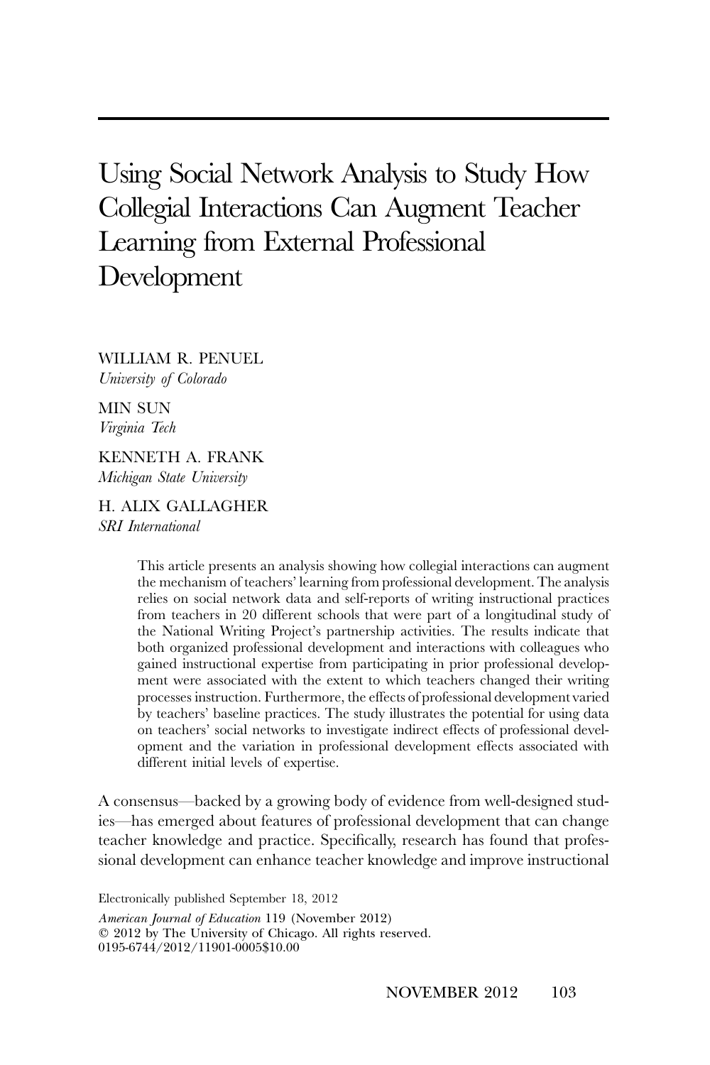# Using Social Network Analysis to Study How Collegial Interactions Can Augment Teacher Learning from External Professional Development

WILLIAM R. PENUEL
*University of Colorado*

MIN SUN
*Virginia Tech*

KENNETH A. FRANK
*Michigan State University*

H. ALIX GALLAGHER
*SRI International*

> This article presents an analysis showing how collegial interactions can augment the mechanism of teachers' learning from professional development. The analysis relies on social network data and self-reports of writing instructional practices from teachers in 20 different schools that were part of a longitudinal study of the National Writing Project's partnership activities. The results indicate that both organized professional development and interactions with colleagues who gained instructional expertise from participating in prior professional development were associated with the extent to which teachers changed their writing processes instruction. Furthermore, the effects of professional development varied by teachers' baseline practices. The study illustrates the potential for using data on teachers' social networks to investigate indirect effects of professional development and the variation in professional development effects associated with different initial levels of expertise.

A consensus—backed by a growing body of evidence from well-designed studies—has emerged about features of professional development that can change teacher knowledge and practice. Specifically, research has found that professional development can enhance teacher knowledge and improve instructional

Electronically published September 18, 2012

*American Journal of Education* 119 (November 2012)
© 2012 by The University of Chicago. All rights reserved.
0195-6744/2012/11901-0005$10.00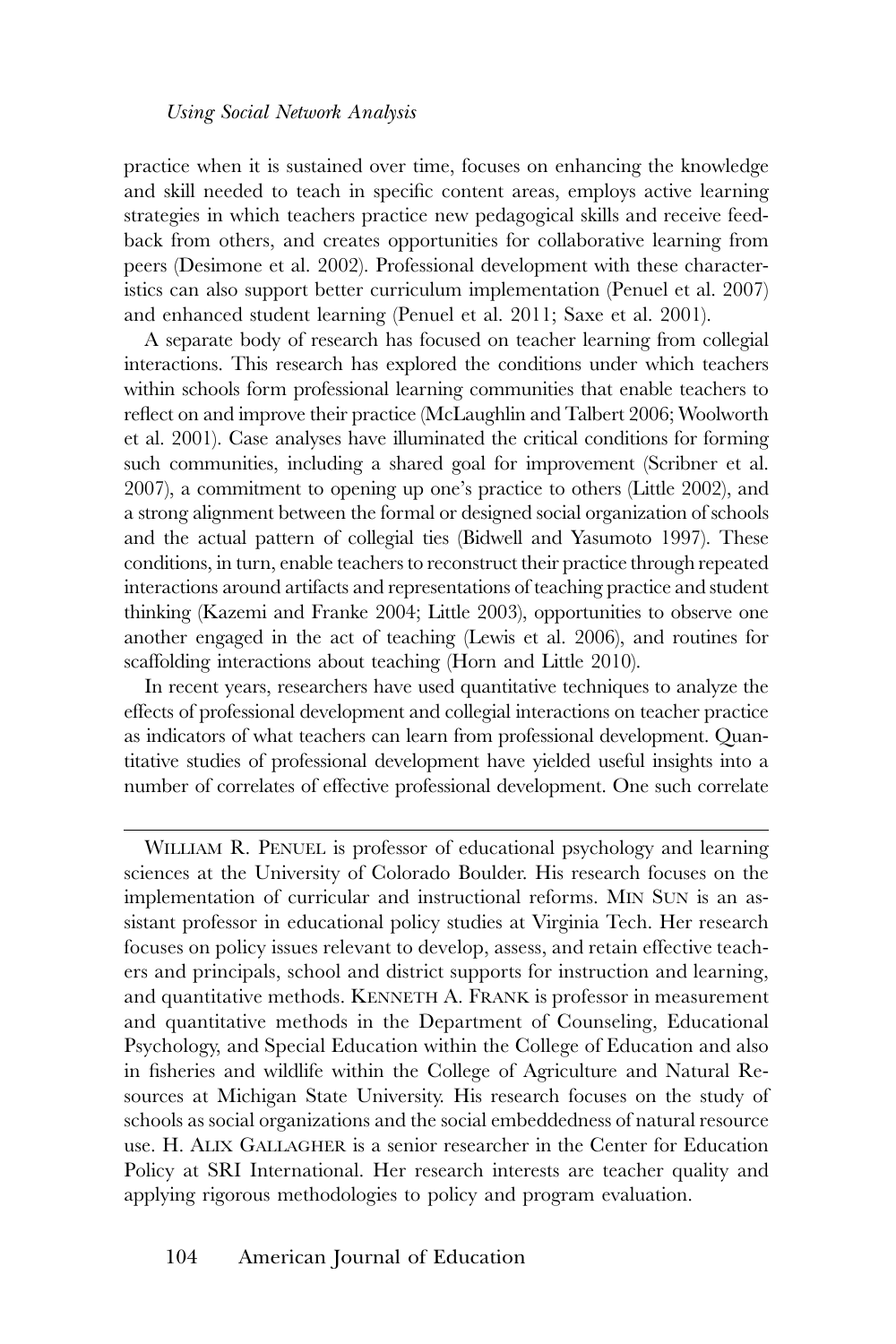practice when it is sustained over time, focuses on enhancing the knowledge and skill needed to teach in specific content areas, employs active learning strategies in which teachers practice new pedagogical skills and receive feedback from others, and creates opportunities for collaborative learning from peers (Desimone et al. 2002). Professional development with these characteristics can also support better curriculum implementation (Penuel et al. 2007) and enhanced student learning (Penuel et al. 2011; Saxe et al. 2001).

A separate body of research has focused on teacher learning from collegial interactions. This research has explored the conditions under which teachers within schools form professional learning communities that enable teachers to reflect on and improve their practice (McLaughlin and Talbert 2006; Woolworth et al. 2001). Case analyses have illuminated the critical conditions for forming such communities, including a shared goal for improvement (Scribner et al. 2007), a commitment to opening up one's practice to others (Little 2002), and a strong alignment between the formal or designed social organization of schools and the actual pattern of collegial ties (Bidwell and Yasumoto 1997). These conditions, in turn, enable teachers to reconstruct their practice through repeated interactions around artifacts and representations of teaching practice and student thinking (Kazemi and Franke 2004; Little 2003), opportunities to observe one another engaged in the act of teaching (Lewis et al. 2006), and routines for scaffolding interactions about teaching (Horn and Little 2010).

In recent years, researchers have used quantitative techniques to analyze the effects of professional development and collegial interactions on teacher practice as indicators of what teachers can learn from professional development. Quantitative studies of professional development have yielded useful insights into a number of correlates of effective professional development. One such correlate

---

William R. Penuel is professor of educational psychology and learning sciences at the University of Colorado Boulder. His research focuses on the implementation of curricular and instructional reforms. Min Sun is an assistant professor in educational policy studies at Virginia Tech. Her research focuses on policy issues relevant to develop, assess, and retain effective teachers and principals, school and district supports for instruction and learning, and quantitative methods. Kenneth A. Frank is professor in measurement and quantitative methods in the Department of Counseling, Educational Psychology, and Special Education within the College of Education and also in fisheries and wildlife within the College of Agriculture and Natural Resources at Michigan State University. His research focuses on the study of schools as social organizations and the social embeddedness of natural resource use. H. Alix Gallagher is a senior researcher in the Center for Education Policy at SRI International. Her research interests are teacher quality and applying rigorous methodologies to policy and program evaluation.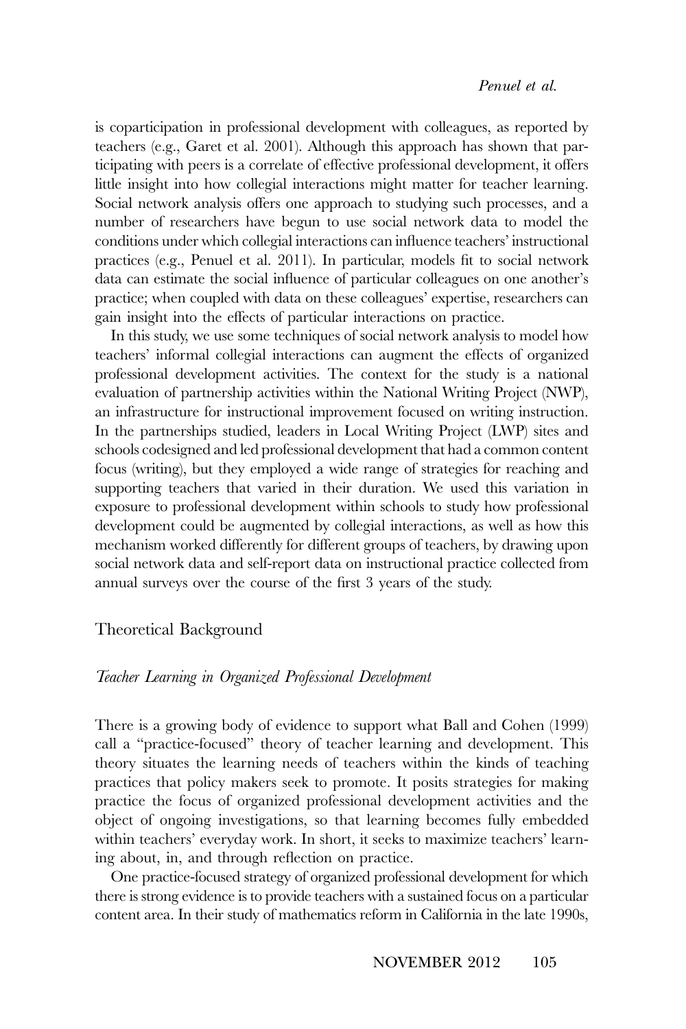is coparticipation in professional development with colleagues, as reported by teachers (e.g., Garet et al. 2001). Although this approach has shown that participating with peers is a correlate of effective professional development, it offers little insight into how collegial interactions might matter for teacher learning. Social network analysis offers one approach to studying such processes, and a number of researchers have begun to use social network data to model the conditions under which collegial interactions can influence teachers' instructional practices (e.g., Penuel et al. 2011). In particular, models fit to social network data can estimate the social influence of particular colleagues on one another's practice; when coupled with data on these colleagues' expertise, researchers can gain insight into the effects of particular interactions on practice.

In this study, we use some techniques of social network analysis to model how teachers' informal collegial interactions can augment the effects of organized professional development activities. The context for the study is a national evaluation of partnership activities within the National Writing Project (NWP), an infrastructure for instructional improvement focused on writing instruction. In the partnerships studied, leaders in Local Writing Project (LWP) sites and schools codesigned and led professional development that had a common content focus (writing), but they employed a wide range of strategies for reaching and supporting teachers that varied in their duration. We used this variation in exposure to professional development within schools to study how professional development could be augmented by collegial interactions, as well as how this mechanism worked differently for different groups of teachers, by drawing upon social network data and self-report data on instructional practice collected from annual surveys over the course of the first 3 years of the study.

## Theoretical Background

### *Teacher Learning in Organized Professional Development*

There is a growing body of evidence to support what Ball and Cohen (1999) call a "practice-focused" theory of teacher learning and development. This theory situates the learning needs of teachers within the kinds of teaching practices that policy makers seek to promote. It posits strategies for making practice the focus of organized professional development activities and the object of ongoing investigations, so that learning becomes fully embedded within teachers' everyday work. In short, it seeks to maximize teachers' learning about, in, and through reflection on practice.

One practice-focused strategy of organized professional development for which there is strong evidence is to provide teachers with a sustained focus on a particular content area. In their study of mathematics reform in California in the late 1990s,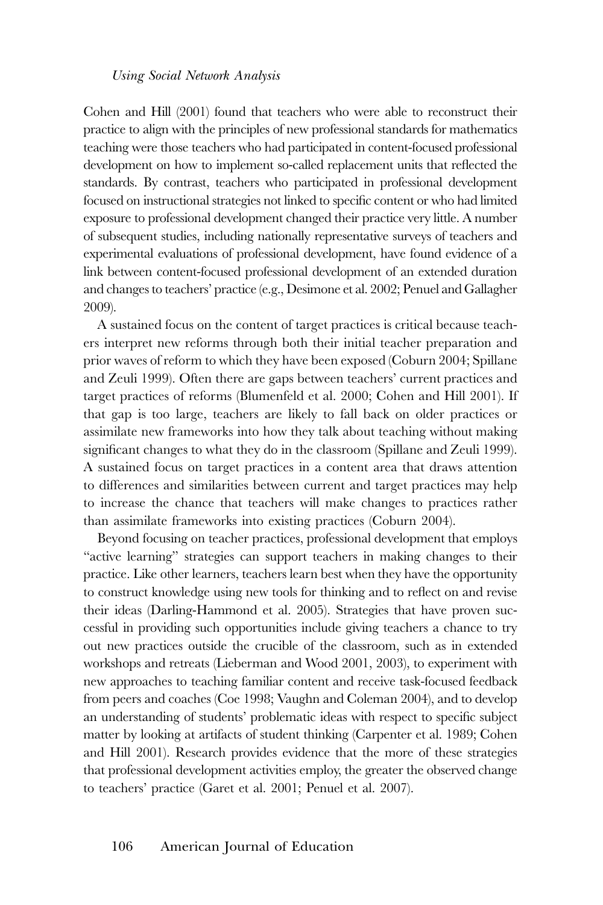Cohen and Hill (2001) found that teachers who were able to reconstruct their practice to align with the principles of new professional standards for mathematics teaching were those teachers who had participated in content-focused professional development on how to implement so-called replacement units that reflected the standards. By contrast, teachers who participated in professional development focused on instructional strategies not linked to specific content or who had limited exposure to professional development changed their practice very little. A number of subsequent studies, including nationally representative surveys of teachers and experimental evaluations of professional development, have found evidence of a link between content-focused professional development of an extended duration and changes to teachers' practice (e.g., Desimone et al. 2002; Penuel and Gallagher 2009).

A sustained focus on the content of target practices is critical because teachers interpret new reforms through both their initial teacher preparation and prior waves of reform to which they have been exposed (Coburn 2004; Spillane and Zeuli 1999). Often there are gaps between teachers' current practices and target practices of reforms (Blumenfeld et al. 2000; Cohen and Hill 2001). If that gap is too large, teachers are likely to fall back on older practices or assimilate new frameworks into how they talk about teaching without making significant changes to what they do in the classroom (Spillane and Zeuli 1999). A sustained focus on target practices in a content area that draws attention to differences and similarities between current and target practices may help to increase the chance that teachers will make changes to practices rather than assimilate frameworks into existing practices (Coburn 2004).

Beyond focusing on teacher practices, professional development that employs "active learning" strategies can support teachers in making changes to their practice. Like other learners, teachers learn best when they have the opportunity to construct knowledge using new tools for thinking and to reflect on and revise their ideas (Darling-Hammond et al. 2005). Strategies that have proven successful in providing such opportunities include giving teachers a chance to try out new practices outside the crucible of the classroom, such as in extended workshops and retreats (Lieberman and Wood 2001, 2003), to experiment with new approaches to teaching familiar content and receive task-focused feedback from peers and coaches (Coe 1998; Vaughn and Coleman 2004), and to develop an understanding of students' problematic ideas with respect to specific subject matter by looking at artifacts of student thinking (Carpenter et al. 1989; Cohen and Hill 2001). Research provides evidence that the more of these strategies that professional development activities employ, the greater the observed change to teachers' practice (Garet et al. 2001; Penuel et al. 2007).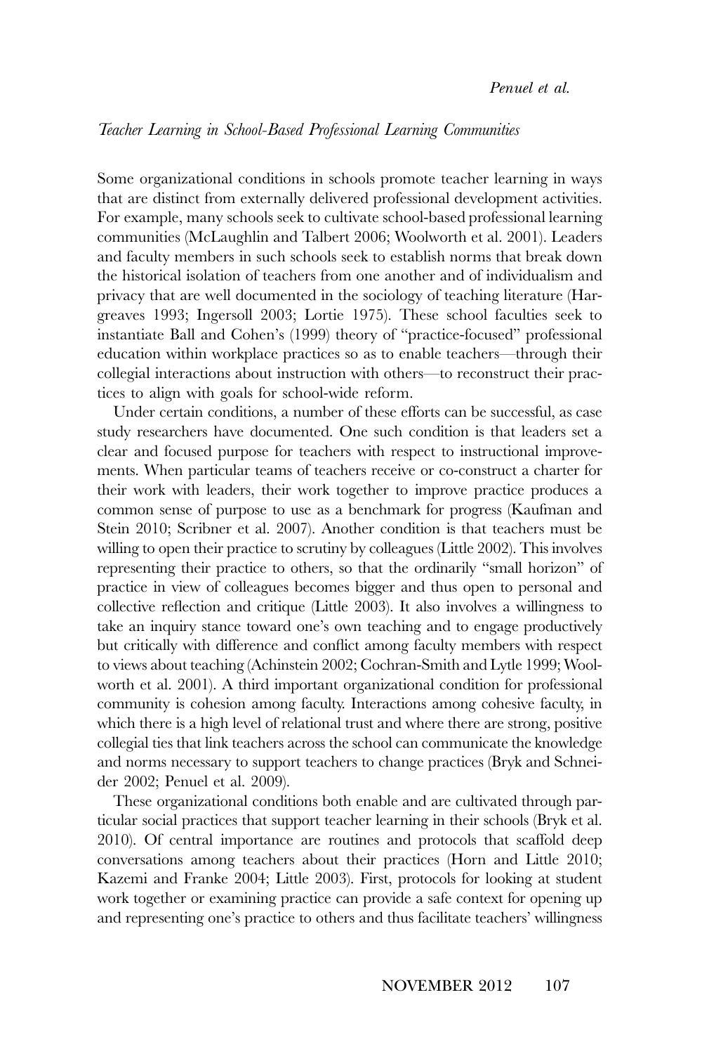## *Teacher Learning in School-Based Professional Learning Communities*

Some organizational conditions in schools promote teacher learning in ways that are distinct from externally delivered professional development activities. For example, many schools seek to cultivate school-based professional learning communities (McLaughlin and Talbert 2006; Woolworth et al. 2001). Leaders and faculty members in such schools seek to establish norms that break down the historical isolation of teachers from one another and of individualism and privacy that are well documented in the sociology of teaching literature (Hargreaves 1993; Ingersoll 2003; Lortie 1975). These school faculties seek to instantiate Ball and Cohen's (1999) theory of "practice-focused" professional education within workplace practices so as to enable teachers—through their collegial interactions about instruction with others—to reconstruct their practices to align with goals for school-wide reform.

Under certain conditions, a number of these efforts can be successful, as case study researchers have documented. One such condition is that leaders set a clear and focused purpose for teachers with respect to instructional improvements. When particular teams of teachers receive or co-construct a charter for their work with leaders, their work together to improve practice produces a common sense of purpose to use as a benchmark for progress (Kaufman and Stein 2010; Scribner et al. 2007). Another condition is that teachers must be willing to open their practice to scrutiny by colleagues (Little 2002). This involves representing their practice to others, so that the ordinarily "small horizon" of practice in view of colleagues becomes bigger and thus open to personal and collective reflection and critique (Little 2003). It also involves a willingness to take an inquiry stance toward one's own teaching and to engage productively but critically with difference and conflict among faculty members with respect to views about teaching (Achinstein 2002; Cochran-Smith and Lytle 1999; Woolworth et al. 2001). A third important organizational condition for professional community is cohesion among faculty. Interactions among cohesive faculty, in which there is a high level of relational trust and where there are strong, positive collegial ties that link teachers across the school can communicate the knowledge and norms necessary to support teachers to change practices (Bryk and Schneider 2002; Penuel et al. 2009).

These organizational conditions both enable and are cultivated through particular social practices that support teacher learning in their schools (Bryk et al. 2010). Of central importance are routines and protocols that scaffold deep conversations among teachers about their practices (Horn and Little 2010; Kazemi and Franke 2004; Little 2003). First, protocols for looking at student work together or examining practice can provide a safe context for opening up and representing one's practice to others and thus facilitate teachers' willingness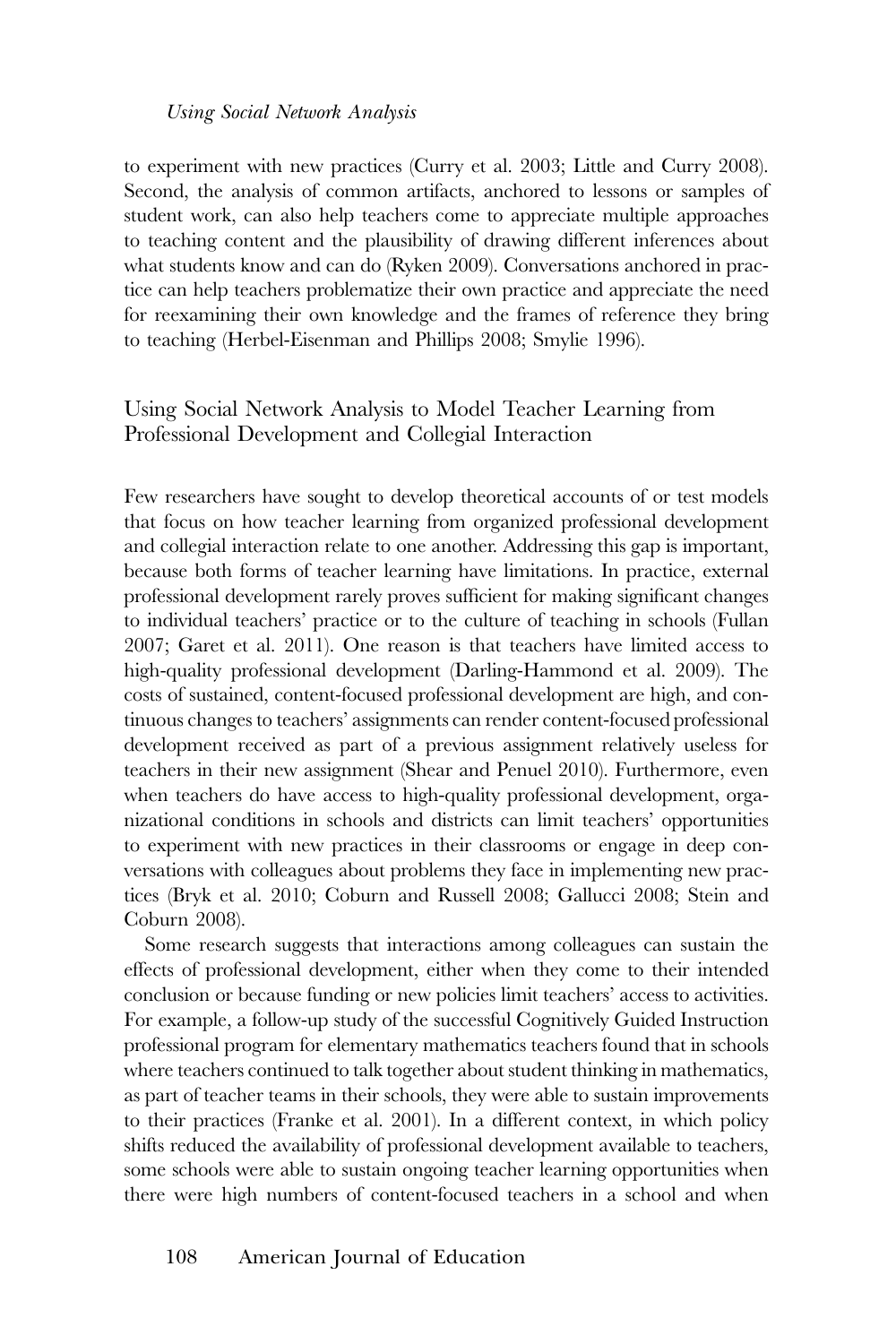to experiment with new practices (Curry et al. 2003; Little and Curry 2008). Second, the analysis of common artifacts, anchored to lessons or samples of student work, can also help teachers come to appreciate multiple approaches to teaching content and the plausibility of drawing different inferences about what students know and can do (Ryken 2009). Conversations anchored in practice can help teachers problematize their own practice and appreciate the need for reexamining their own knowledge and the frames of reference they bring to teaching (Herbel-Eisenman and Phillips 2008; Smylie 1996).

## Using Social Network Analysis to Model Teacher Learning from Professional Development and Collegial Interaction

Few researchers have sought to develop theoretical accounts of or test models that focus on how teacher learning from organized professional development and collegial interaction relate to one another. Addressing this gap is important, because both forms of teacher learning have limitations. In practice, external professional development rarely proves sufficient for making significant changes to individual teachers' practice or to the culture of teaching in schools (Fullan 2007; Garet et al. 2011). One reason is that teachers have limited access to high-quality professional development (Darling-Hammond et al. 2009). The costs of sustained, content-focused professional development are high, and continuous changes to teachers' assignments can render content-focused professional development received as part of a previous assignment relatively useless for teachers in their new assignment (Shear and Penuel 2010). Furthermore, even when teachers do have access to high-quality professional development, organizational conditions in schools and districts can limit teachers' opportunities to experiment with new practices in their classrooms or engage in deep conversations with colleagues about problems they face in implementing new practices (Bryk et al. 2010; Coburn and Russell 2008; Gallucci 2008; Stein and Coburn 2008).

Some research suggests that interactions among colleagues can sustain the effects of professional development, either when they come to their intended conclusion or because funding or new policies limit teachers' access to activities. For example, a follow-up study of the successful Cognitively Guided Instruction professional program for elementary mathematics teachers found that in schools where teachers continued to talk together about student thinking in mathematics, as part of teacher teams in their schools, they were able to sustain improvements to their practices (Franke et al. 2001). In a different context, in which policy shifts reduced the availability of professional development available to teachers, some schools were able to sustain ongoing teacher learning opportunities when there were high numbers of content-focused teachers in a school and when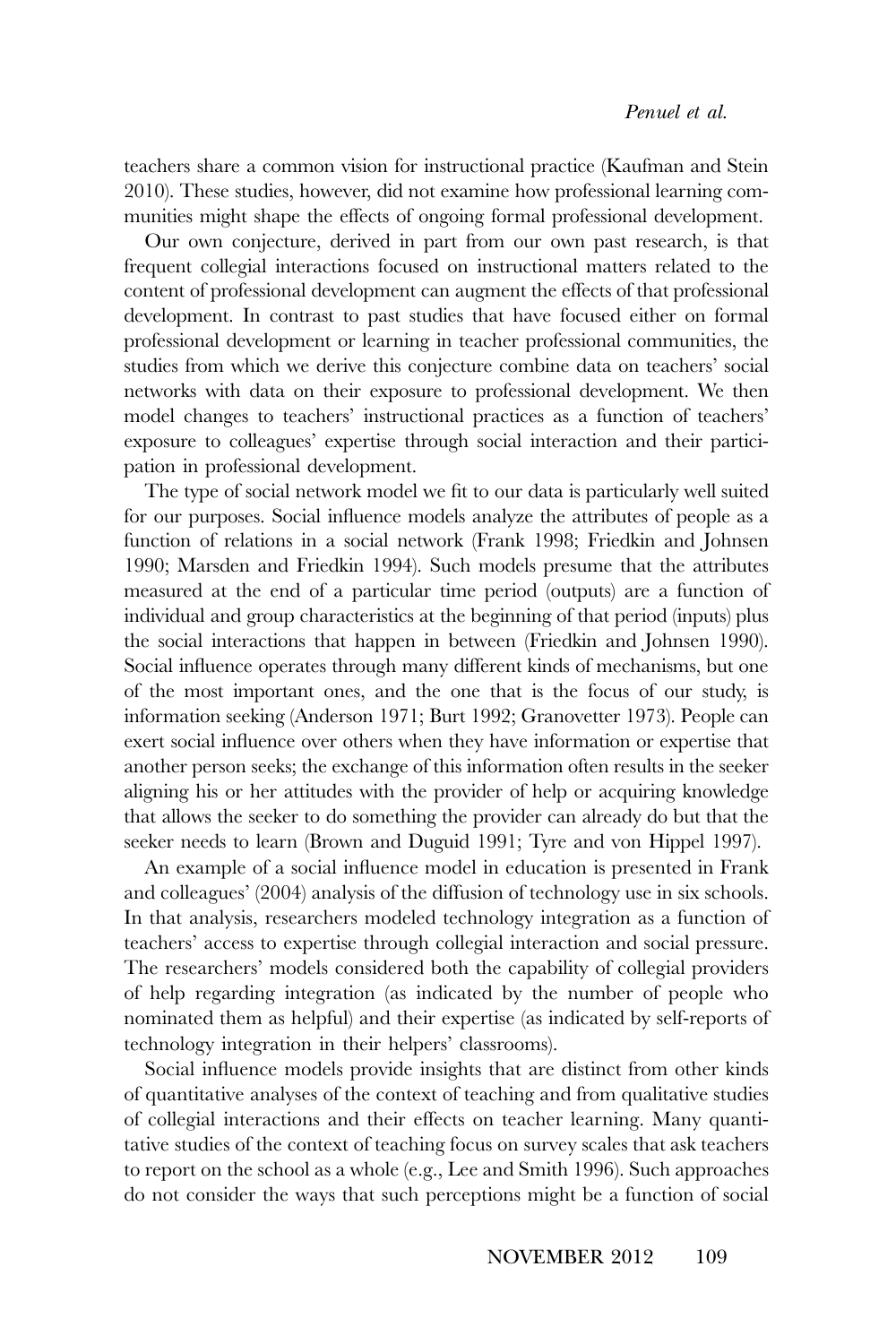teachers share a common vision for instructional practice (Kaufman and Stein 2010). These studies, however, did not examine how professional learning communities might shape the effects of ongoing formal professional development.

Our own conjecture, derived in part from our own past research, is that frequent collegial interactions focused on instructional matters related to the content of professional development can augment the effects of that professional development. In contrast to past studies that have focused either on formal professional development or learning in teacher professional communities, the studies from which we derive this conjecture combine data on teachers' social networks with data on their exposure to professional development. We then model changes to teachers' instructional practices as a function of teachers' exposure to colleagues' expertise through social interaction and their participation in professional development.

The type of social network model we fit to our data is particularly well suited for our purposes. Social influence models analyze the attributes of people as a function of relations in a social network (Frank 1998; Friedkin and Johnsen 1990; Marsden and Friedkin 1994). Such models presume that the attributes measured at the end of a particular time period (outputs) are a function of individual and group characteristics at the beginning of that period (inputs) plus the social interactions that happen in between (Friedkin and Johnsen 1990). Social influence operates through many different kinds of mechanisms, but one of the most important ones, and the one that is the focus of our study, is information seeking (Anderson 1971; Burt 1992; Granovetter 1973). People can exert social influence over others when they have information or expertise that another person seeks; the exchange of this information often results in the seeker aligning his or her attitudes with the provider of help or acquiring knowledge that allows the seeker to do something the provider can already do but that the seeker needs to learn (Brown and Duguid 1991; Tyre and von Hippel 1997).

An example of a social influence model in education is presented in Frank and colleagues' (2004) analysis of the diffusion of technology use in six schools. In that analysis, researchers modeled technology integration as a function of teachers' access to expertise through collegial interaction and social pressure. The researchers' models considered both the capability of collegial providers of help regarding integration (as indicated by the number of people who nominated them as helpful) and their expertise (as indicated by self-reports of technology integration in their helpers' classrooms).

Social influence models provide insights that are distinct from other kinds of quantitative analyses of the context of teaching and from qualitative studies of collegial interactions and their effects on teacher learning. Many quantitative studies of the context of teaching focus on survey scales that ask teachers to report on the school as a whole (e.g., Lee and Smith 1996). Such approaches do not consider the ways that such perceptions might be a function of social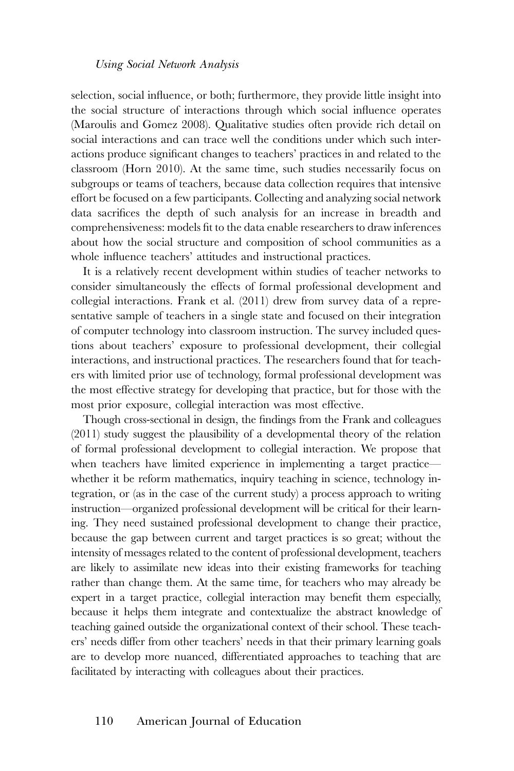selection, social influence, or both; furthermore, they provide little insight into the social structure of interactions through which social influence operates (Maroulis and Gomez 2008). Qualitative studies often provide rich detail on social interactions and can trace well the conditions under which such interactions produce significant changes to teachers' practices in and related to the classroom (Horn 2010). At the same time, such studies necessarily focus on subgroups or teams of teachers, because data collection requires that intensive effort be focused on a few participants. Collecting and analyzing social network data sacrifices the depth of such analysis for an increase in breadth and comprehensiveness: models fit to the data enable researchers to draw inferences about how the social structure and composition of school communities as a whole influence teachers' attitudes and instructional practices.

It is a relatively recent development within studies of teacher networks to consider simultaneously the effects of formal professional development and collegial interactions. Frank et al. (2011) drew from survey data of a representative sample of teachers in a single state and focused on their integration of computer technology into classroom instruction. The survey included questions about teachers' exposure to professional development, their collegial interactions, and instructional practices. The researchers found that for teachers with limited prior use of technology, formal professional development was the most effective strategy for developing that practice, but for those with the most prior exposure, collegial interaction was most effective.

Though cross-sectional in design, the findings from the Frank and colleagues (2011) study suggest the plausibility of a developmental theory of the relation of formal professional development to collegial interaction. We propose that when teachers have limited experience in implementing a target practice—whether it be reform mathematics, inquiry teaching in science, technology integration, or (as in the case of the current study) a process approach to writing instruction—organized professional development will be critical for their learning. They need sustained professional development to change their practice, because the gap between current and target practices is so great; without the intensity of messages related to the content of professional development, teachers are likely to assimilate new ideas into their existing frameworks for teaching rather than change them. At the same time, for teachers who may already be expert in a target practice, collegial interaction may benefit them especially, because it helps them integrate and contextualize the abstract knowledge of teaching gained outside the organizational context of their school. These teachers' needs differ from other teachers' needs in that their primary learning goals are to develop more nuanced, differentiated approaches to teaching that are facilitated by interacting with colleagues about their practices.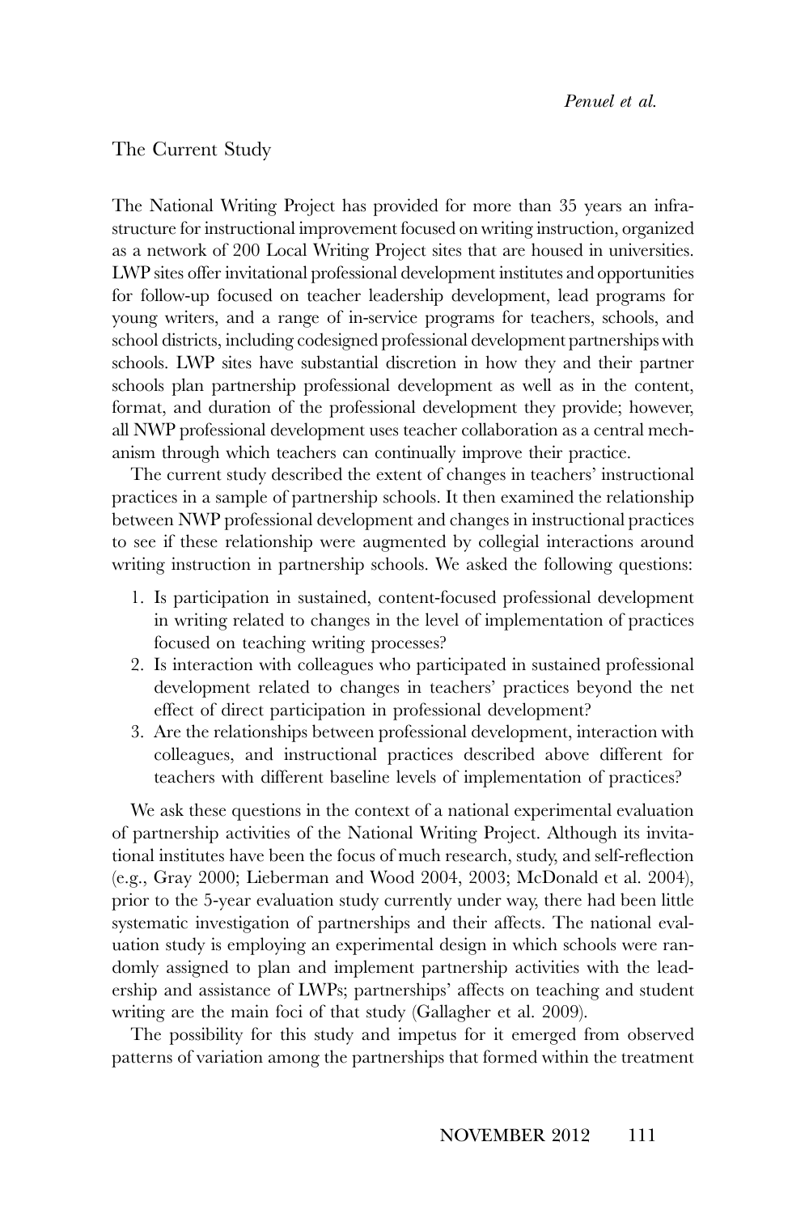## The Current Study

The National Writing Project has provided for more than 35 years an infrastructure for instructional improvement focused on writing instruction, organized as a network of 200 Local Writing Project sites that are housed in universities. LWP sites offer invitational professional development institutes and opportunities for follow-up focused on teacher leadership development, lead programs for young writers, and a range of in-service programs for teachers, schools, and school districts, including codesigned professional development partnerships with schools. LWP sites have substantial discretion in how they and their partner schools plan partnership professional development as well as in the content, format, and duration of the professional development they provide; however, all NWP professional development uses teacher collaboration as a central mechanism through which teachers can continually improve their practice.

The current study described the extent of changes in teachers' instructional practices in a sample of partnership schools. It then examined the relationship between NWP professional development and changes in instructional practices to see if these relationship were augmented by collegial interactions around writing instruction in partnership schools. We asked the following questions:

1. Is participation in sustained, content-focused professional development in writing related to changes in the level of implementation of practices focused on teaching writing processes?
2. Is interaction with colleagues who participated in sustained professional development related to changes in teachers' practices beyond the net effect of direct participation in professional development?
3. Are the relationships between professional development, interaction with colleagues, and instructional practices described above different for teachers with different baseline levels of implementation of practices?

We ask these questions in the context of a national experimental evaluation of partnership activities of the National Writing Project. Although its invitational institutes have been the focus of much research, study, and self-reflection (e.g., Gray 2000; Lieberman and Wood 2004, 2003; McDonald et al. 2004), prior to the 5-year evaluation study currently under way, there had been little systematic investigation of partnerships and their affects. The national evaluation study is employing an experimental design in which schools were randomly assigned to plan and implement partnership activities with the leadership and assistance of LWPs; partnerships' affects on teaching and student writing are the main foci of that study (Gallagher et al. 2009).

The possibility for this study and impetus for it emerged from observed patterns of variation among the partnerships that formed within the treatment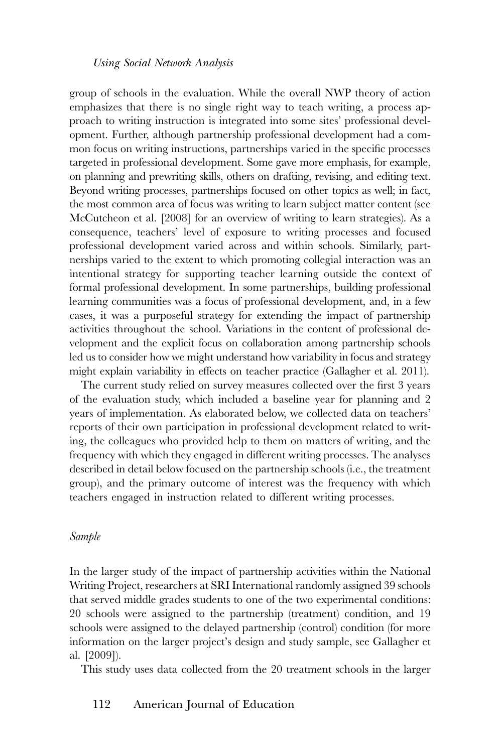group of schools in the evaluation. While the overall NWP theory of action emphasizes that there is no single right way to teach writing, a process approach to writing instruction is integrated into some sites' professional development. Further, although partnership professional development had a common focus on writing instructions, partnerships varied in the specific processes targeted in professional development. Some gave more emphasis, for example, on planning and prewriting skills, others on drafting, revising, and editing text. Beyond writing processes, partnerships focused on other topics as well; in fact, the most common area of focus was writing to learn subject matter content (see McCutcheon et al. [2008] for an overview of writing to learn strategies). As a consequence, teachers' level of exposure to writing processes and focused professional development varied across and within schools. Similarly, partnerships varied to the extent to which promoting collegial interaction was an intentional strategy for supporting teacher learning outside the context of formal professional development. In some partnerships, building professional learning communities was a focus of professional development, and, in a few cases, it was a purposeful strategy for extending the impact of partnership activities throughout the school. Variations in the content of professional development and the explicit focus on collaboration among partnership schools led us to consider how we might understand how variability in focus and strategy might explain variability in effects on teacher practice (Gallagher et al. 2011).

The current study relied on survey measures collected over the first 3 years of the evaluation study, which included a baseline year for planning and 2 years of implementation. As elaborated below, we collected data on teachers' reports of their own participation in professional development related to writing, the colleagues who provided help to them on matters of writing, and the frequency with which they engaged in different writing processes. The analyses described in detail below focused on the partnership schools (i.e., the treatment group), and the primary outcome of interest was the frequency with which teachers engaged in instruction related to different writing processes.

### *Sample*

In the larger study of the impact of partnership activities within the National Writing Project, researchers at SRI International randomly assigned 39 schools that served middle grades students to one of the two experimental conditions: 20 schools were assigned to the partnership (treatment) condition, and 19 schools were assigned to the delayed partnership (control) condition (for more information on the larger project's design and study sample, see Gallagher et al. [2009]).

This study uses data collected from the 20 treatment schools in the larger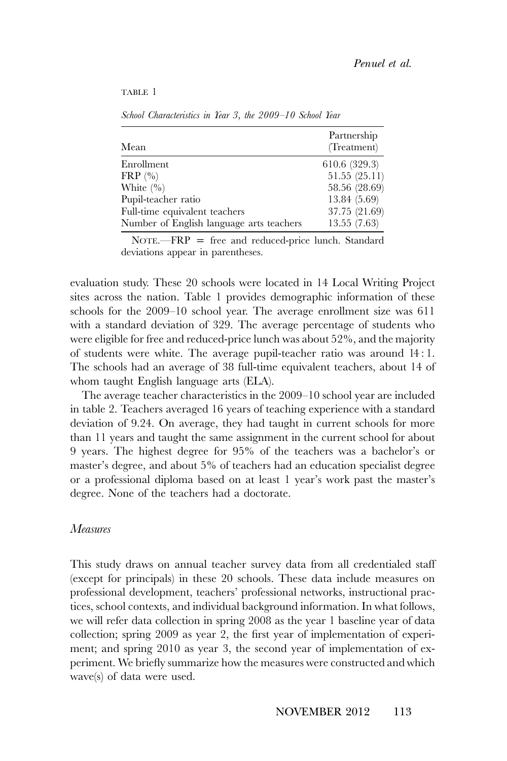TABLE 1

*School Characteristics in Year 3, the 2009–10 School Year*

| Mean | Partnership (Treatment) |
|---|---|
| Enrollment | 610.6 (329.3) |
| FRP (%) | 51.55 (25.11) |
| White (%) | 58.56 (28.69) |
| Pupil-teacher ratio | 13.84 (5.69) |
| Full-time equivalent teachers | 37.75 (21.69) |
| Number of English language arts teachers | 13.55 (7.63) |

NOTE.—FRP = free and reduced-price lunch. Standard deviations appear in parentheses.

evaluation study. These 20 schools were located in 14 Local Writing Project sites across the nation. Table 1 provides demographic information of these schools for the 2009–10 school year. The average enrollment size was 611 with a standard deviation of 329. The average percentage of students who were eligible for free and reduced-price lunch was about 52%, and the majority of students were white. The average pupil-teacher ratio was around 14 : 1. The schools had an average of 38 full-time equivalent teachers, about 14 of whom taught English language arts (ELA).

The average teacher characteristics in the 2009–10 school year are included in table 2. Teachers averaged 16 years of teaching experience with a standard deviation of 9.24. On average, they had taught in current schools for more than 11 years and taught the same assignment in the current school for about 9 years. The highest degree for 95% of the teachers was a bachelor's or master's degree, and about 5% of teachers had an education specialist degree or a professional diploma based on at least 1 year's work past the master's degree. None of the teachers had a doctorate.

### *Measures*

This study draws on annual teacher survey data from all credentialed staff (except for principals) in these 20 schools. These data include measures on professional development, teachers' professional networks, instructional practices, school contexts, and individual background information. In what follows, we will refer data collection in spring 2008 as the year 1 baseline year of data collection; spring 2009 as year 2, the first year of implementation of experiment; and spring 2010 as year 3, the second year of implementation of experiment. We briefly summarize how the measures were constructed and which wave(s) of data were used.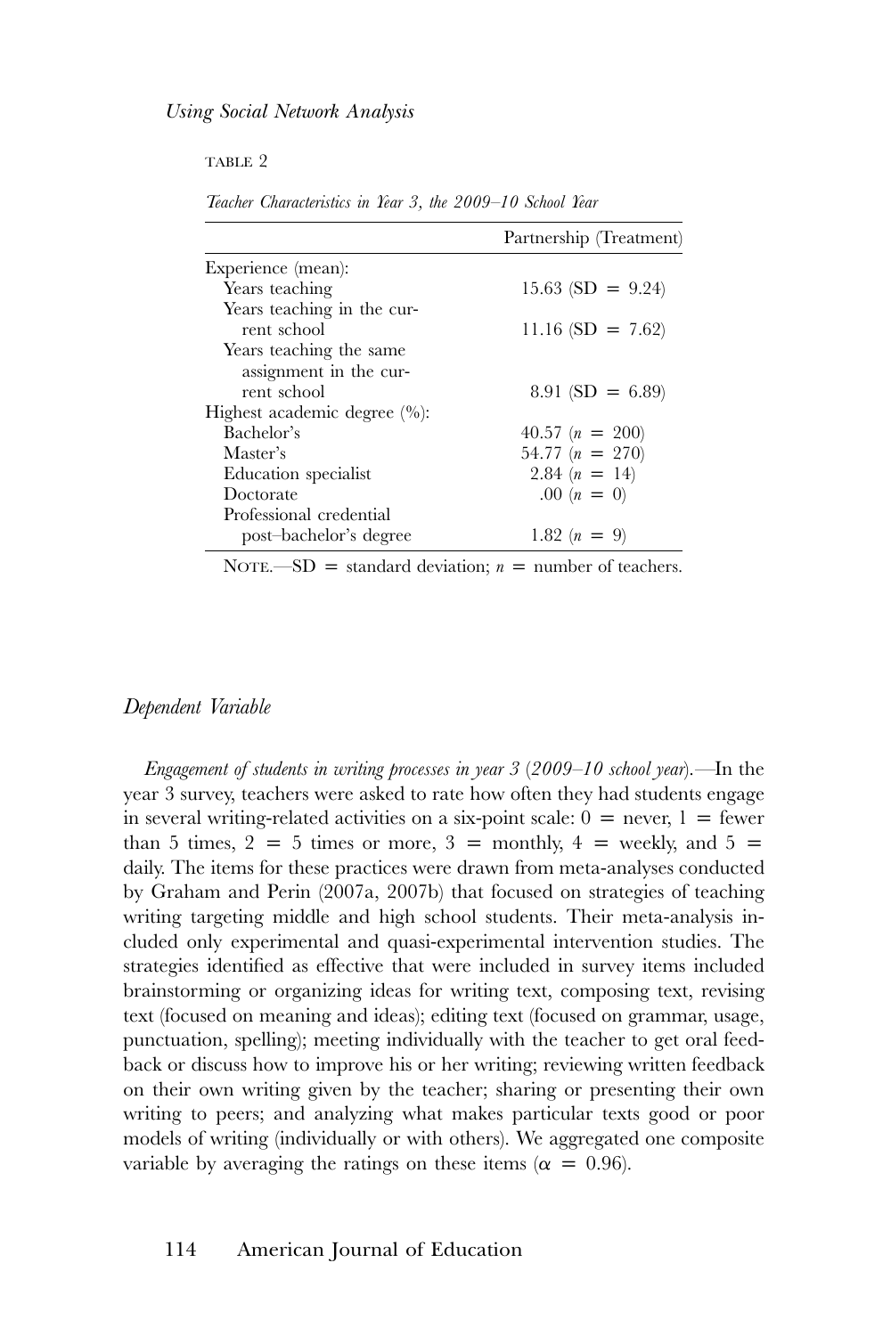TABLE 2

*Teacher Characteristics in Year 3, the 2009–10 School Year*

| | Partnership (Treatment) |
|---|---|
| Experience (mean): | |
| Years teaching | 15.63 (SD = 9.24) |
| Years teaching in the current school | 11.16 (SD = 7.62) |
| Years teaching the same assignment in the current school | 8.91 (SD = 6.89) |
| Highest academic degree (%): | |
| Bachelor's | 40.57 ($n$ = 200) |
| Master's | 54.77 ($n$ = 270) |
| Education specialist | 2.84 ($n$ = 14) |
| Doctorate | .00 ($n$ = 0) |
| Professional credential post–bachelor's degree | 1.82 ($n$ = 9) |

NOTE.—SD = standard deviation; $n$ = number of teachers.

### *Dependent Variable*

*Engagement of students in writing processes in year 3 (2009–10 school year).*—In the year 3 survey, teachers were asked to rate how often they had students engage in several writing-related activities on a six-point scale: 0 = never, 1 = fewer than 5 times, 2 = 5 times or more, 3 = monthly, 4 = weekly, and 5 = daily. The items for these practices were drawn from meta-analyses conducted by Graham and Perin (2007a, 2007b) that focused on strategies of teaching writing targeting middle and high school students. Their meta-analysis included only experimental and quasi-experimental intervention studies. The strategies identified as effective that were included in survey items included brainstorming or organizing ideas for writing text, composing text, revising text (focused on meaning and ideas); editing text (focused on grammar, usage, punctuation, spelling); meeting individually with the teacher to get oral feedback or discuss how to improve his or her writing; reviewing written feedback on their own writing given by the teacher; sharing or presenting their own writing to peers; and analyzing what makes particular texts good or poor models of writing (individually or with others). We aggregated one composite variable by averaging the ratings on these items ($\alpha$ = 0.96).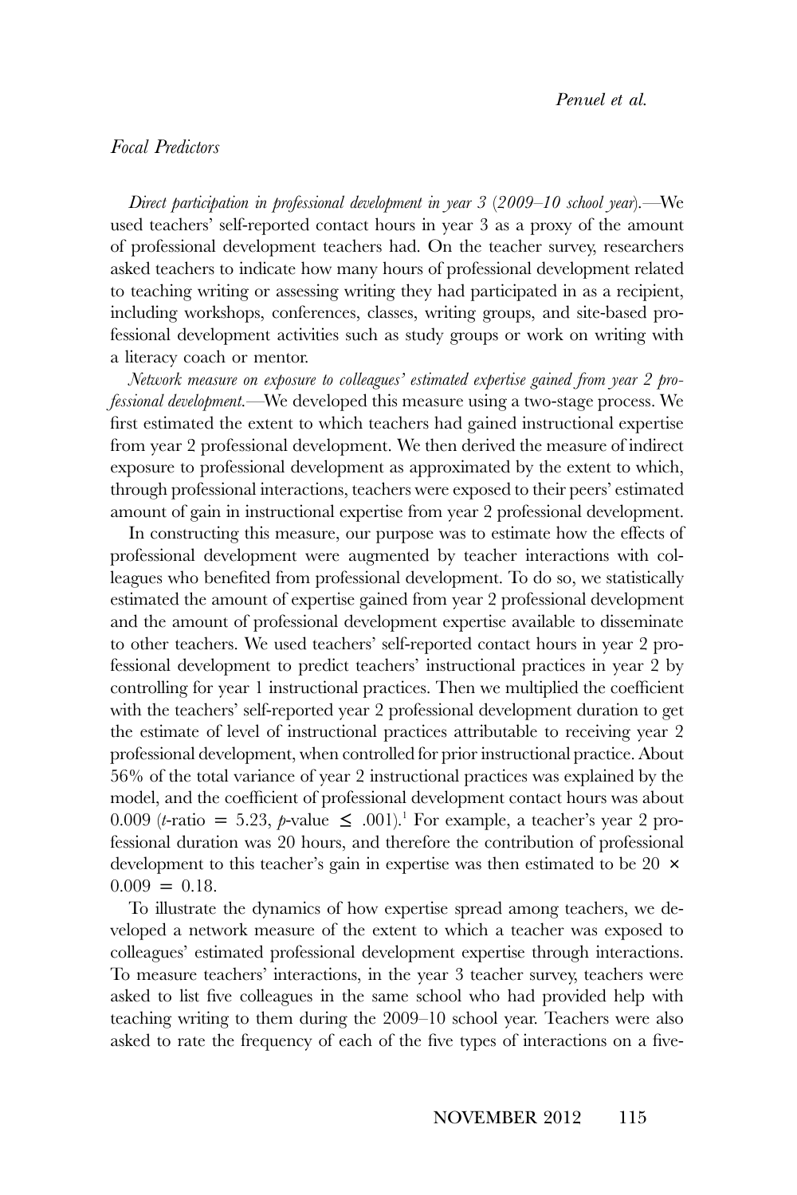### *Focal Predictors*

*Direct participation in professional development in year 3 (2009–10 school year).*—We used teachers' self-reported contact hours in year 3 as a proxy of the amount of professional development teachers had. On the teacher survey, researchers asked teachers to indicate how many hours of professional development related to teaching writing or assessing writing they had participated in as a recipient, including workshops, conferences, classes, writing groups, and site-based professional development activities such as study groups or work on writing with a literacy coach or mentor.

*Network measure on exposure to colleagues' estimated expertise gained from year 2 professional development.*—We developed this measure using a two-stage process. We first estimated the extent to which teachers had gained instructional expertise from year 2 professional development. We then derived the measure of indirect exposure to professional development as approximated by the extent to which, through professional interactions, teachers were exposed to their peers' estimated amount of gain in instructional expertise from year 2 professional development.

In constructing this measure, our purpose was to estimate how the effects of professional development were augmented by teacher interactions with colleagues who benefited from professional development. To do so, we statistically estimated the amount of expertise gained from year 2 professional development and the amount of professional development expertise available to disseminate to other teachers. We used teachers' self-reported contact hours in year 2 professional development to predict teachers' instructional practices in year 2 by controlling for year 1 instructional practices. Then we multiplied the coefficient with the teachers' self-reported year 2 professional development duration to get the estimate of level of instructional practices attributable to receiving year 2 professional development, when controlled for prior instructional practice. About 56% of the total variance of year 2 instructional practices was explained by the model, and the coefficient of professional development contact hours was about 0.009 ($t$-ratio $= 5.23$, $p$-value $\leq .001$).[1] For example, a teacher's year 2 professional duration was 20 hours, and therefore the contribution of professional development to this teacher's gain in expertise was then estimated to be $20 \times 0.009 = 0.18$.

To illustrate the dynamics of how expertise spread among teachers, we developed a network measure of the extent to which a teacher was exposed to colleagues' estimated professional development expertise through interactions. To measure teachers' interactions, in the year 3 teacher survey, teachers were asked to list five colleagues in the same school who had provided help with teaching writing to them during the 2009–10 school year. Teachers were also asked to rate the frequency of each of the five types of interactions on a five-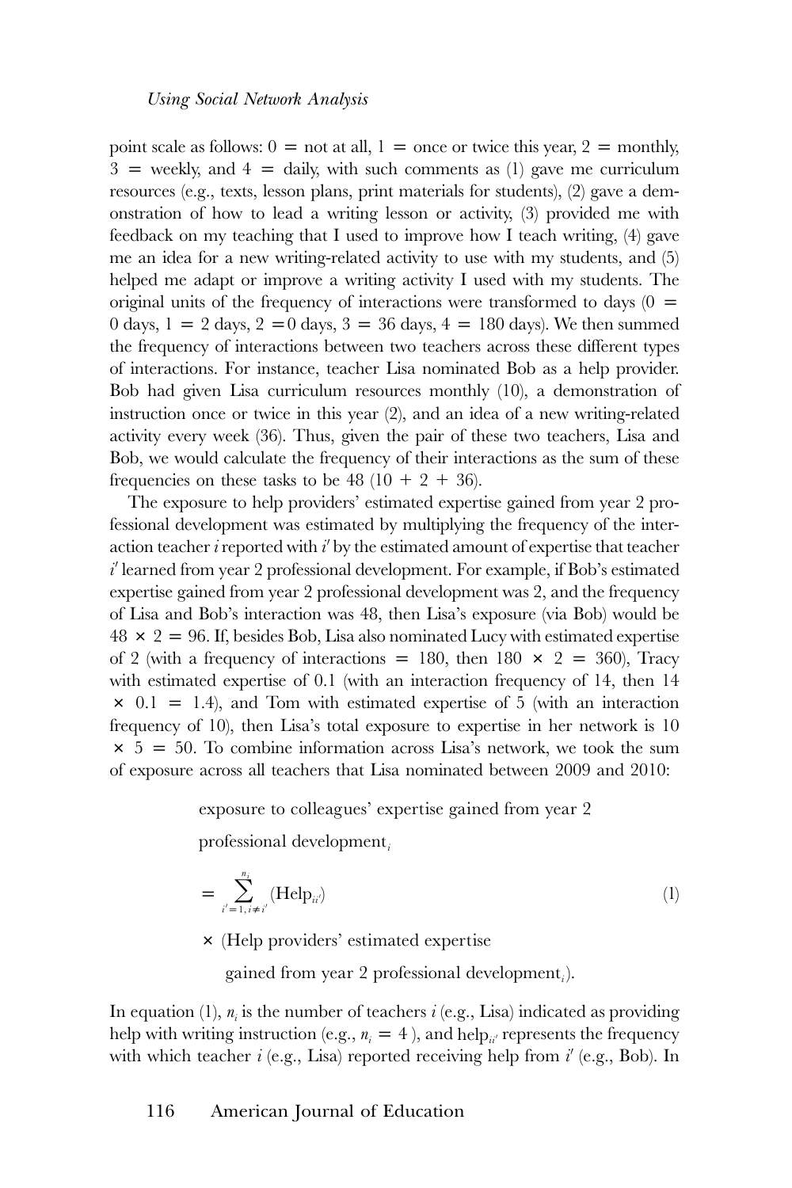point scale as follows: 0 = not at all, 1 = once or twice this year, 2 = monthly, 3 = weekly, and 4 = daily, with such comments as (1) gave me curriculum resources (e.g., texts, lesson plans, print materials for students), (2) gave a demonstration of how to lead a writing lesson or activity, (3) provided me with feedback on my teaching that I used to improve how I teach writing, (4) gave me an idea for a new writing-related activity to use with my students, and (5) helped me adapt or improve a writing activity I used with my students. The original units of the frequency of interactions were transformed to days (0 = 0 days, 1 = 2 days, 2 =0 days, 3 = 36 days, 4 = 180 days). We then summed the frequency of interactions between two teachers across these different types of interactions. For instance, teacher Lisa nominated Bob as a help provider. Bob had given Lisa curriculum resources monthly (10), a demonstration of instruction once or twice in this year (2), and an idea of a new writing-related activity every week (36). Thus, given the pair of these two teachers, Lisa and Bob, we would calculate the frequency of their interactions as the sum of these frequencies on these tasks to be 48 (10 + 2 + 36).

The exposure to help providers' estimated expertise gained from year 2 professional development was estimated by multiplying the frequency of the interaction teacher $i$ reported with $i'$ by the estimated amount of expertise that teacher $i'$ learned from year 2 professional development. For example, if Bob's estimated expertise gained from year 2 professional development was 2, and the frequency of Lisa and Bob's interaction was 48, then Lisa's exposure (via Bob) would be $48 \times 2 = 96$. If, besides Bob, Lisa also nominated Lucy with estimated expertise of 2 (with a frequency of interactions = 180, then $180 \times 2 = 360$), Tracy with estimated expertise of 0.1 (with an interaction frequency of 14, then $14 \times 0.1 = 1.4$), and Tom with estimated expertise of 5 (with an interaction frequency of 10), then Lisa's total exposure to expertise in her network is $10 \times 5 = 50$. To combine information across Lisa's network, we took the sum of exposure across all teachers that Lisa nominated between 2009 and 2010:

$$\begin{aligned}
&\text{exposure to colleagues' expertise gained from year 2} \\
&\text{professional development}_i \\
&= \sum_{i'=1, i \neq i'}^{n_i} (\text{Help}_{ii'}) \qquad (1)\\
&\times \text{(Help providers' estimated expertise} \\
&\quad \text{gained from year 2 professional development}_{i}).
\end{aligned}$$

In equation (1), $n_i$ is the number of teachers $i$ (e.g., Lisa) indicated as providing help with writing instruction (e.g., $n_i = 4$ ), and $\text{help}_{ii'}$ represents the frequency with which teacher $i$ (e.g., Lisa) reported receiving help from $i'$ (e.g., Bob). In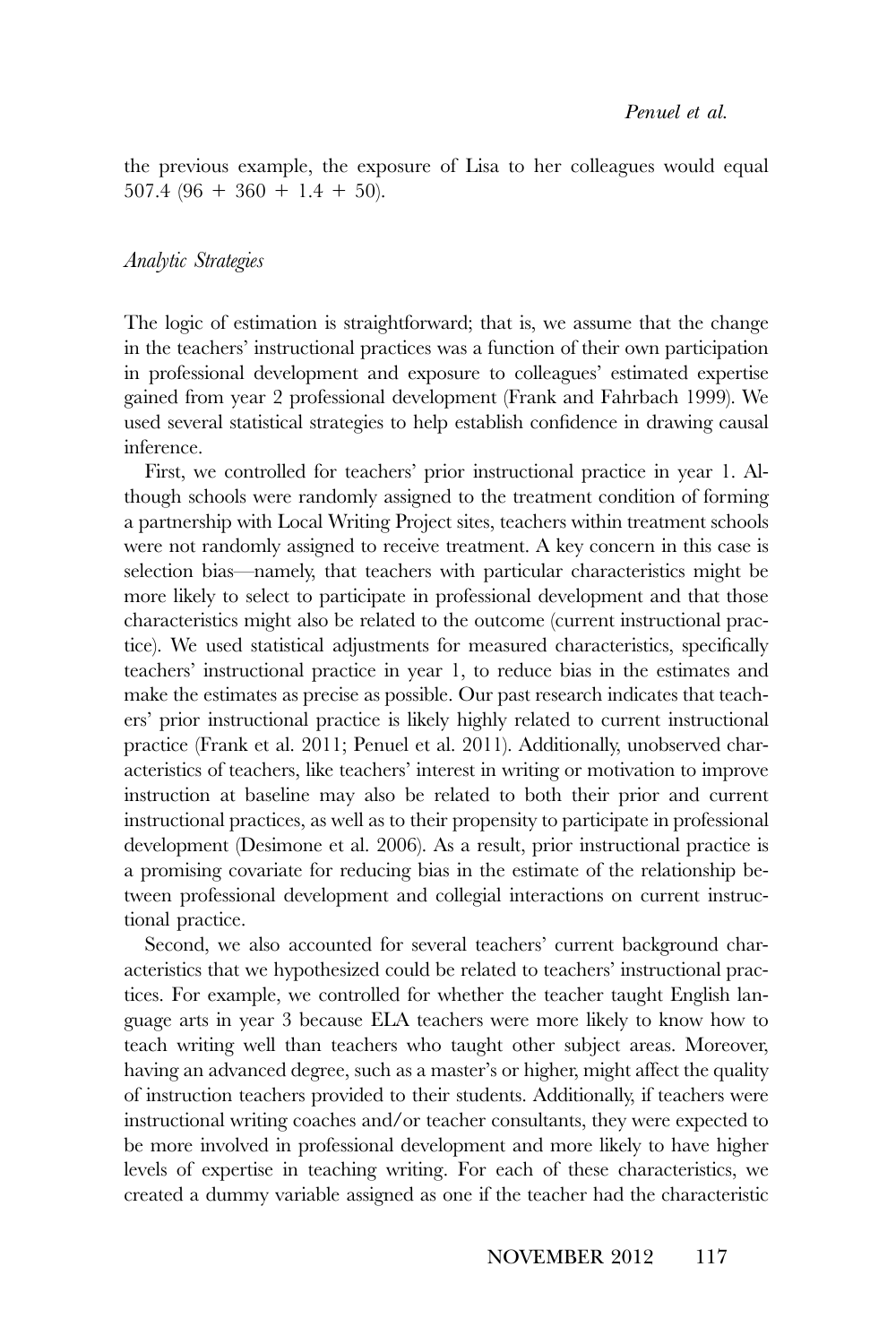the previous example, the exposure of Lisa to her colleagues would equal 507.4 (96 + 360 + 1.4 + 50).

### *Analytic Strategies*

The logic of estimation is straightforward; that is, we assume that the change in the teachers' instructional practices was a function of their own participation in professional development and exposure to colleagues' estimated expertise gained from year 2 professional development (Frank and Fahrbach 1999). We used several statistical strategies to help establish confidence in drawing causal inference.

First, we controlled for teachers' prior instructional practice in year 1. Although schools were randomly assigned to the treatment condition of forming a partnership with Local Writing Project sites, teachers within treatment schools were not randomly assigned to receive treatment. A key concern in this case is selection bias—namely, that teachers with particular characteristics might be more likely to select to participate in professional development and that those characteristics might also be related to the outcome (current instructional practice). We used statistical adjustments for measured characteristics, specifically teachers' instructional practice in year 1, to reduce bias in the estimates and make the estimates as precise as possible. Our past research indicates that teachers' prior instructional practice is likely highly related to current instructional practice (Frank et al. 2011; Penuel et al. 2011). Additionally, unobserved characteristics of teachers, like teachers' interest in writing or motivation to improve instruction at baseline may also be related to both their prior and current instructional practices, as well as to their propensity to participate in professional development (Desimone et al. 2006). As a result, prior instructional practice is a promising covariate for reducing bias in the estimate of the relationship between professional development and collegial interactions on current instructional practice.

Second, we also accounted for several teachers' current background characteristics that we hypothesized could be related to teachers' instructional practices. For example, we controlled for whether the teacher taught English language arts in year 3 because ELA teachers were more likely to know how to teach writing well than teachers who taught other subject areas. Moreover, having an advanced degree, such as a master's or higher, might affect the quality of instruction teachers provided to their students. Additionally, if teachers were instructional writing coaches and/or teacher consultants, they were expected to be more involved in professional development and more likely to have higher levels of expertise in teaching writing. For each of these characteristics, we created a dummy variable assigned as one if the teacher had the characteristic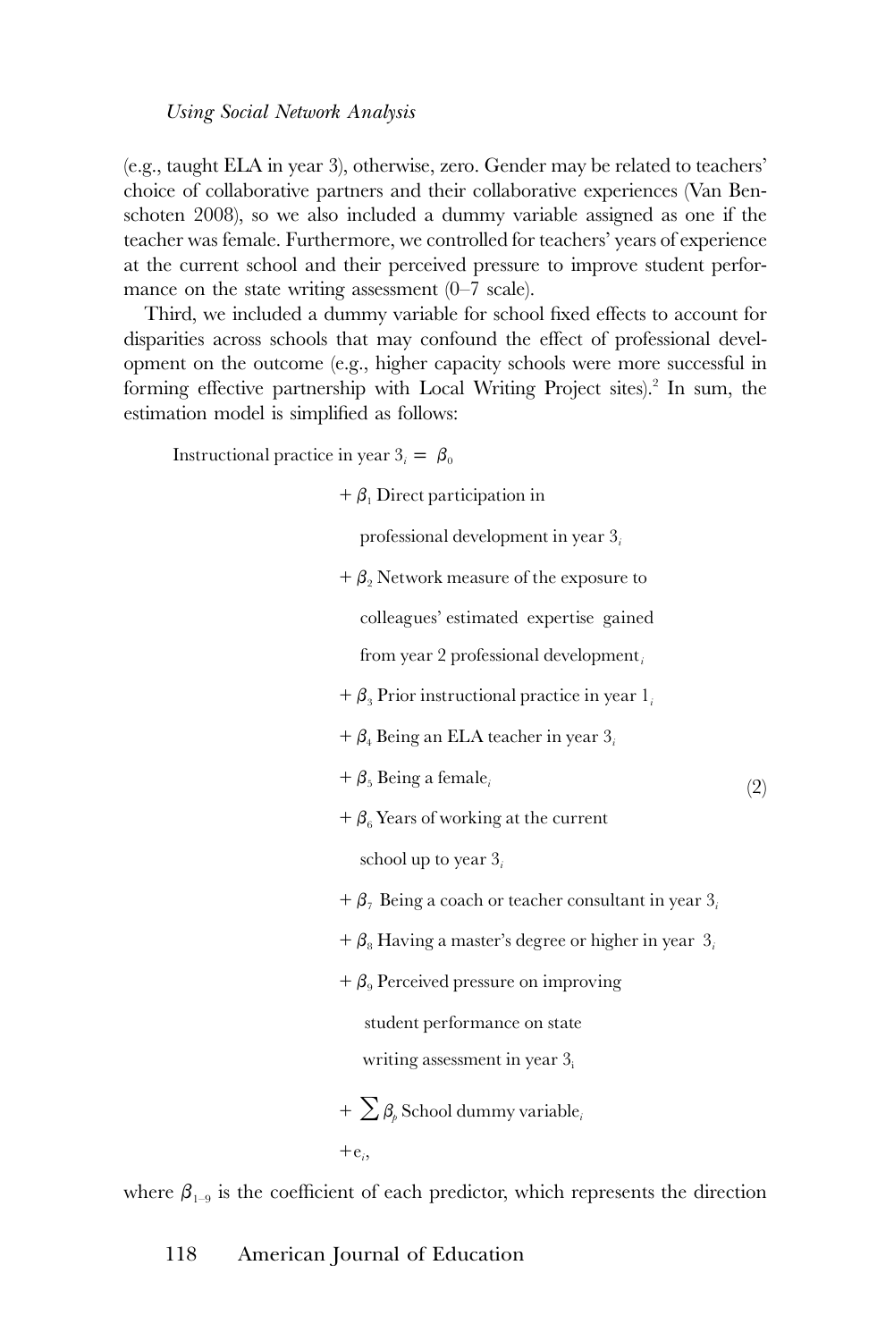(e.g., taught ELA in year 3), otherwise, zero. Gender may be related to teachers' choice of collaborative partners and their collaborative experiences (Van Benschoten 2008), so we also included a dummy variable assigned as one if the teacher was female. Furthermore, we controlled for teachers' years of experience at the current school and their perceived pressure to improve student performance on the state writing assessment (0–7 scale).

Third, we included a dummy variable for school fixed effects to account for disparities across schools that may confound the effect of professional development on the outcome (e.g., higher capacity schools were more successful in forming effective partnership with Local Writing Project sites).[2] In sum, the estimation model is simplified as follows:

$$
\begin{aligned}
\text{Instructional practice in year } 3_i = \beta_0 \\
&+ \beta_1 \text{ Direct participation in professional development in year } 3_i \\
&+ \beta_2 \text{ Network measure of the exposure to colleagues' estimated expertise gained from year 2 professional development}_i \\
&+ \beta_3 \text{ Prior instructional practice in year } 1_i \\
&+ \beta_4 \text{ Being an ELA teacher in year } 3_i \\
&+ \beta_5 \text{ Being a female}_i \\
&+ \beta_6 \text{ Years of working at the current school up to year } 3_i \\
&+ \beta_7 \text{ Being a coach or teacher consultant in year } 3_i \\
&+ \beta_8 \text{ Having a master's degree or higher in year } 3_i \\
&+ \beta_9 \text{ Perceived pressure on improving student performance on state writing assessment in year } 3_i \\
&+ \sum \beta_p \text{ School dummy variable}_i \\
&+ e_i,
\end{aligned} \tag{2}
$$

where $\beta_{1-9}$ is the coefficient of each predictor, which represents the direction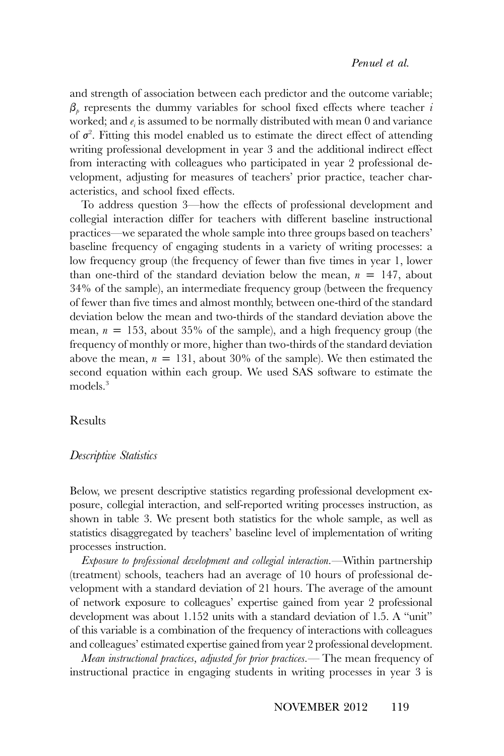and strength of association between each predictor and the outcome variable; $\beta_p$ represents the dummy variables for school fixed effects where teacher $i$ worked; and $e_i$ is assumed to be normally distributed with mean 0 and variance of $\sigma^2$. Fitting this model enabled us to estimate the direct effect of attending writing professional development in year 3 and the additional indirect effect from interacting with colleagues who participated in year 2 professional development, adjusting for measures of teachers' prior practice, teacher characteristics, and school fixed effects.

To address question 3—how the effects of professional development and collegial interaction differ for teachers with different baseline instructional practices—we separated the whole sample into three groups based on teachers' baseline frequency of engaging students in a variety of writing processes: a low frequency group (the frequency of fewer than five times in year 1, lower than one-third of the standard deviation below the mean, $n = 147$, about 34% of the sample), an intermediate frequency group (between the frequency of fewer than five times and almost monthly, between one-third of the standard deviation below the mean and two-thirds of the standard deviation above the mean, $n = 153$, about 35% of the sample), and a high frequency group (the frequency of monthly or more, higher than two-thirds of the standard deviation above the mean, $n = 131$, about 30% of the sample). We then estimated the second equation within each group. We used SAS software to estimate the models.[3]

## Results

### *Descriptive Statistics*

Below, we present descriptive statistics regarding professional development exposure, collegial interaction, and self-reported writing processes instruction, as shown in table 3. We present both statistics for the whole sample, as well as statistics disaggregated by teachers' baseline level of implementation of writing processes instruction.

*Exposure to professional development and collegial interaction.*—Within partnership (treatment) schools, teachers had an average of 10 hours of professional development with a standard deviation of 21 hours. The average of the amount of network exposure to colleagues' expertise gained from year 2 professional development was about 1.152 units with a standard deviation of 1.5. A "unit" of this variable is a combination of the frequency of interactions with colleagues and colleagues' estimated expertise gained from year 2 professional development.

*Mean instructional practices, adjusted for prior practices.*— The mean frequency of instructional practice in engaging students in writing processes in year 3 is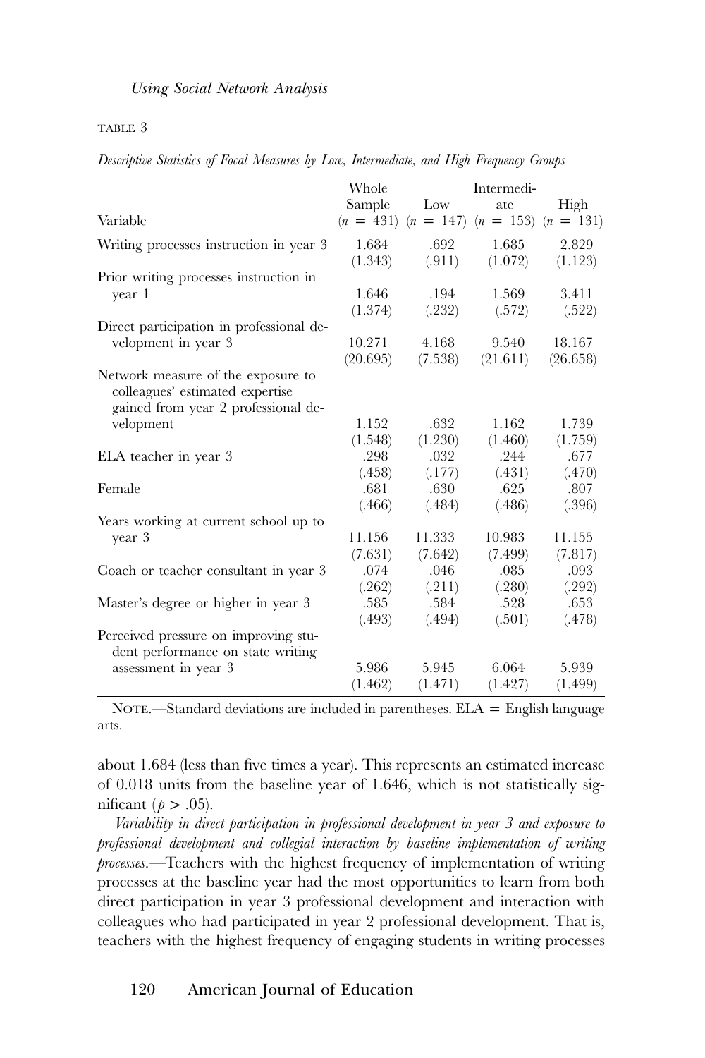TABLE 3

*Descriptive Statistics of Focal Measures by Low, Intermediate, and High Frequency Groups*

| Variable | Whole Sample ($n = 431$) | Low ($n = 147$) | Intermediate ($n = 153$) | High ($n = 131$) |
|---|---|---|---|---|
| Writing processes instruction in year 3 | 1.684 | .692 | 1.685 | 2.829 |
| | (1.343) | (.911) | (1.072) | (1.123) |
| Prior writing processes instruction in year 1 | 1.646 | .194 | 1.569 | 3.411 |
| | (1.374) | (.232) | (.572) | (.522) |
| Direct participation in professional development in year 3 | 10.271 | 4.168 | 9.540 | 18.167 |
| | (20.695) | (7.538) | (21.611) | (26.658) |
| Network measure of the exposure to colleagues' estimated expertise gained from year 2 professional development | 1.152 | .632 | 1.162 | 1.739 |
| | (1.548) | (1.230) | (1.460) | (1.759) |
| ELA teacher in year 3 | .298 | .032 | .244 | .677 |
| | (.458) | (.177) | (.431) | (.470) |
| Female | .681 | .630 | .625 | .807 |
| | (.466) | (.484) | (.486) | (.396) |
| Years working at current school up to year 3 | 11.156 | 11.333 | 10.983 | 11.155 |
| | (7.631) | (7.642) | (7.499) | (7.817) |
| Coach or teacher consultant in year 3 | .074 | .046 | .085 | .093 |
| | (.262) | (.211) | (.280) | (.292) |
| Master's degree or higher in year 3 | .585 | .584 | .528 | .653 |
| | (.493) | (.494) | (.501) | (.478) |
| Perceived pressure on improving student performance on state writing assessment in year 3 | 5.986 | 5.945 | 6.064 | 5.939 |
| | (1.462) | (1.471) | (1.427) | (1.499) |

NOTE.—Standard deviations are included in parentheses. ELA = English language arts.

about 1.684 (less than five times a year). This represents an estimated increase of 0.018 units from the baseline year of 1.646, which is not statistically significant ($p > .05$).

*Variability in direct participation in professional development in year 3 and exposure to professional development and collegial interaction by baseline implementation of writing processes.*—Teachers with the highest frequency of implementation of writing processes at the baseline year had the most opportunities to learn from both direct participation in year 3 professional development and interaction with colleagues who had participated in year 2 professional development. That is, teachers with the highest frequency of engaging students in writing processes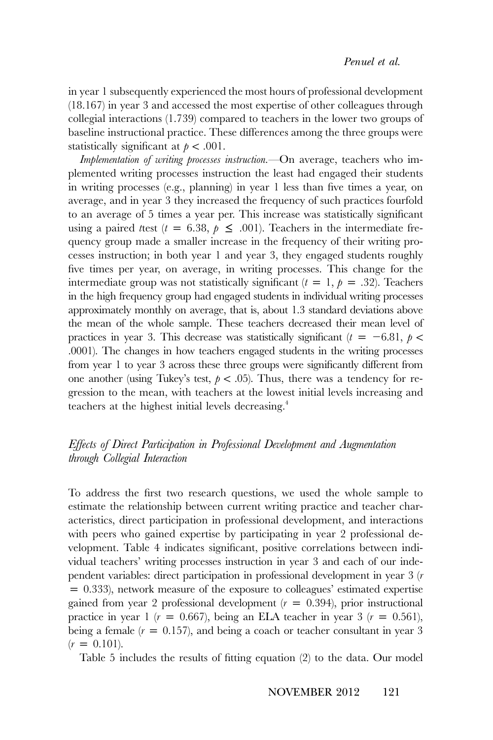in year 1 subsequently experienced the most hours of professional development (18.167) in year 3 and accessed the most expertise of other colleagues through collegial interactions (1.739) compared to teachers in the lower two groups of baseline instructional practice. These differences among the three groups were statistically significant at $p < .001$.

*Implementation of writing processes instruction.*—On average, teachers who implemented writing processes instruction the least had engaged their students in writing processes (e.g., planning) in year 1 less than five times a year, on average, and in year 3 they increased the frequency of such practices fourfold to an average of 5 times a year per. This increase was statistically significant using a paired *t*test ($t = 6.38$, $p \leq .001$). Teachers in the intermediate frequency group made a smaller increase in the frequency of their writing processes instruction; in both year 1 and year 3, they engaged students roughly five times per year, on average, in writing processes. This change for the intermediate group was not statistically significant ($t = 1$, $p = .32$). Teachers in the high frequency group had engaged students in individual writing processes approximately monthly on average, that is, about 1.3 standard deviations above the mean of the whole sample. These teachers decreased their mean level of practices in year 3. This decrease was statistically significant ($t = -6.81$, $p < .0001$). The changes in how teachers engaged students in the writing processes from year 1 to year 3 across these three groups were significantly different from one another (using Tukey's test, $p < .05$). Thus, there was a tendency for regression to the mean, with teachers at the lowest initial levels increasing and teachers at the highest initial levels decreasing.[4]

## *Effects of Direct Participation in Professional Development and Augmentation through Collegial Interaction*

To address the first two research questions, we used the whole sample to estimate the relationship between current writing practice and teacher characteristics, direct participation in professional development, and interactions with peers who gained expertise by participating in year 2 professional development. Table 4 indicates significant, positive correlations between individual teachers' writing processes instruction in year 3 and each of our independent variables: direct participation in professional development in year 3 ($r = 0.333$), network measure of the exposure to colleagues' estimated expertise gained from year 2 professional development ($r = 0.394$), prior instructional practice in year 1 ($r = 0.667$), being an ELA teacher in year 3 ($r = 0.561$), being a female ($r = 0.157$), and being a coach or teacher consultant in year 3 ($r = 0.101$).

Table 5 includes the results of fitting equation (2) to the data. Our model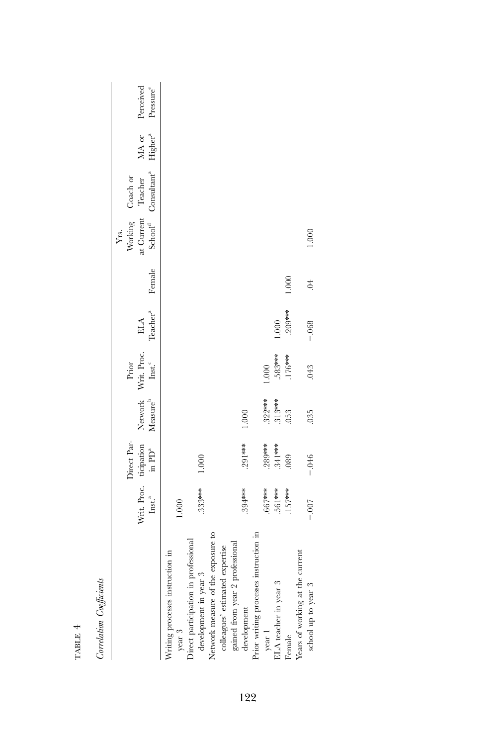TABLE 4

*Correlation Coefficients*

| | Writ. Proc. Inst.[a] | Direct Participation in PD[a] | Network Measure[b] | Prior Writ. Proc. Inst.[c] | ELA Teacher[a] | Female | Yrs. Working at Current School[d] | Coach or Teacher Consultant[a] | MA or Higher[a] | Perceived Pressure[e] |
|---|---|---|---|---|---|---|---|---|---|---|
| Writing processes instruction in year 3 | 1.000 | | | | | | | | | |
| Direct participation in professional development in year 3 | .333*** | 1.000 | | | | | | | | |
| Network measure of the exposure to colleagues' estimated expertise gained from year 2 professional development | .394*** | .291*** | 1.000 | | | | | | | |
| Prior writing processes instruction in year 1 | .667*** | .289*** | .322*** | 1.000 | | | | | | |
| ELA teacher in year 3 | .561*** | .341*** | .313*** | .583*** | 1.000 | | | | | |
| Female | .157*** | .089 | .053 | .176*** | .209*** | 1.000 | | | | |
| Years of working at the current school up to year 3 | −.007 | −.046 | .035 | .043 | −.068 | .04 | 1.000 | | | |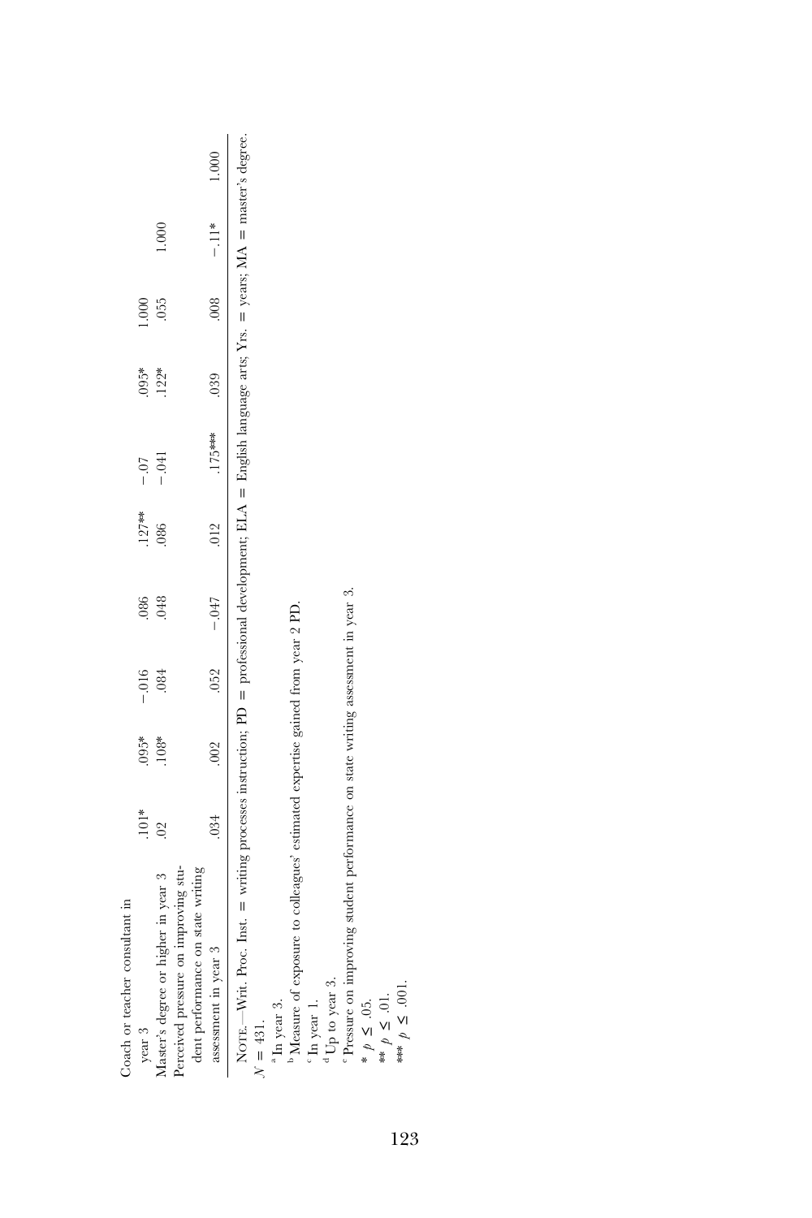| | | | | | | | | | | |
|---|---|---|---|---|---|---|---|---|---|---|
| Coach or teacher consultant in year 3 | .101* | .095* | −.016 | .086 | .127** | −.07 | .095* | 1.000 | | |
| Master's degree or higher in year 3 | .02 | .108* | .084 | .048 | .086 | −.041 | .122* | .055 | 1.000 | |
| Perceived pressure on improving student performance on state writing assessment in year 3 | .034 | .002 | .052 | −.047 | .012 | .175*** | .039 | .008 | −.11* | 1.000 |

NOTE.—Writ. Proc. Inst. = writing processes instruction; PD = professional development; ELA = English language arts; Yrs. = years; MA = master's degree. $N = 431$.

[a] In year 3.

[b] Measure of exposure to colleagues' estimated expertise gained from year 2 PD.

[c] In year 1.

[d] Up to year 3.

[e] Pressure on improving student performance on state writing assessment in year 3.

* $p \leq .05$.

** $p \leq .01$.

*** $p \leq .001$.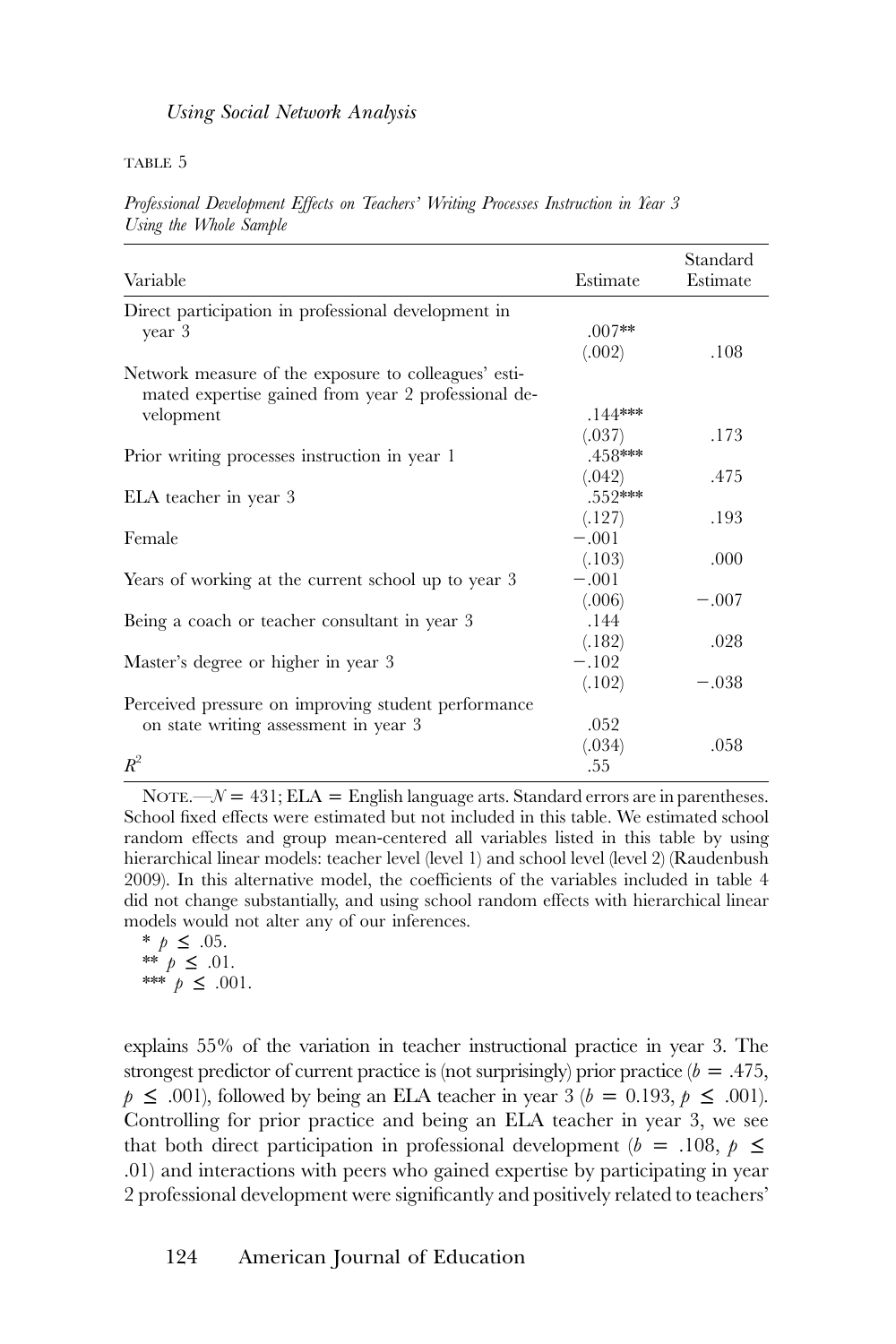TABLE 5

*Professional Development Effects on Teachers' Writing Processes Instruction in Year 3 Using the Whole Sample*

| Variable | Estimate | Standard Estimate |
|---|---|---|
| Direct participation in professional development in year 3 | .007** (.002) | .108 |
| Network measure of the exposure to colleagues' estimated expertise gained from year 2 professional development | .144*** (.037) | .173 |
| Prior writing processes instruction in year 1 | .458*** (.042) | .475 |
| ELA teacher in year 3 | .552*** (.127) | .193 |
| Female | −.001 (.103) | .000 |
| Years of working at the current school up to year 3 | −.001 (.006) | −.007 |
| Being a coach or teacher consultant in year 3 | .144 (.182) | .028 |
| Master's degree or higher in year 3 | −.102 (.102) | −.038 |
| Perceived pressure on improving student performance on state writing assessment in year 3 | .052 (.034) | .058 |
| $R^2$ | .55 | |

NOTE.—$N = 431$; ELA = English language arts. Standard errors are in parentheses. School fixed effects were estimated but not included in this table. We estimated school random effects and group mean-centered all variables listed in this table by using hierarchical linear models: teacher level (level 1) and school level (level 2) (Raudenbush 2009). In this alternative model, the coefficients of the variables included in table 4 did not change substantially, and using school random effects with hierarchical linear models would not alter any of our inferences.

\* $p \leq .05$.
\*\* $p \leq .01$.
\*\*\* $p \leq .001$.

explains 55% of the variation in teacher instructional practice in year 3. The strongest predictor of current practice is (not surprisingly) prior practice ($b = .475$, $p \leq .001$), followed by being an ELA teacher in year 3 ($b = 0.193$, $p \leq .001$). Controlling for prior practice and being an ELA teacher in year 3, we see that both direct participation in professional development ($b = .108$, $p \leq .01$) and interactions with peers who gained expertise by participating in year 2 professional development were significantly and positively related to teachers'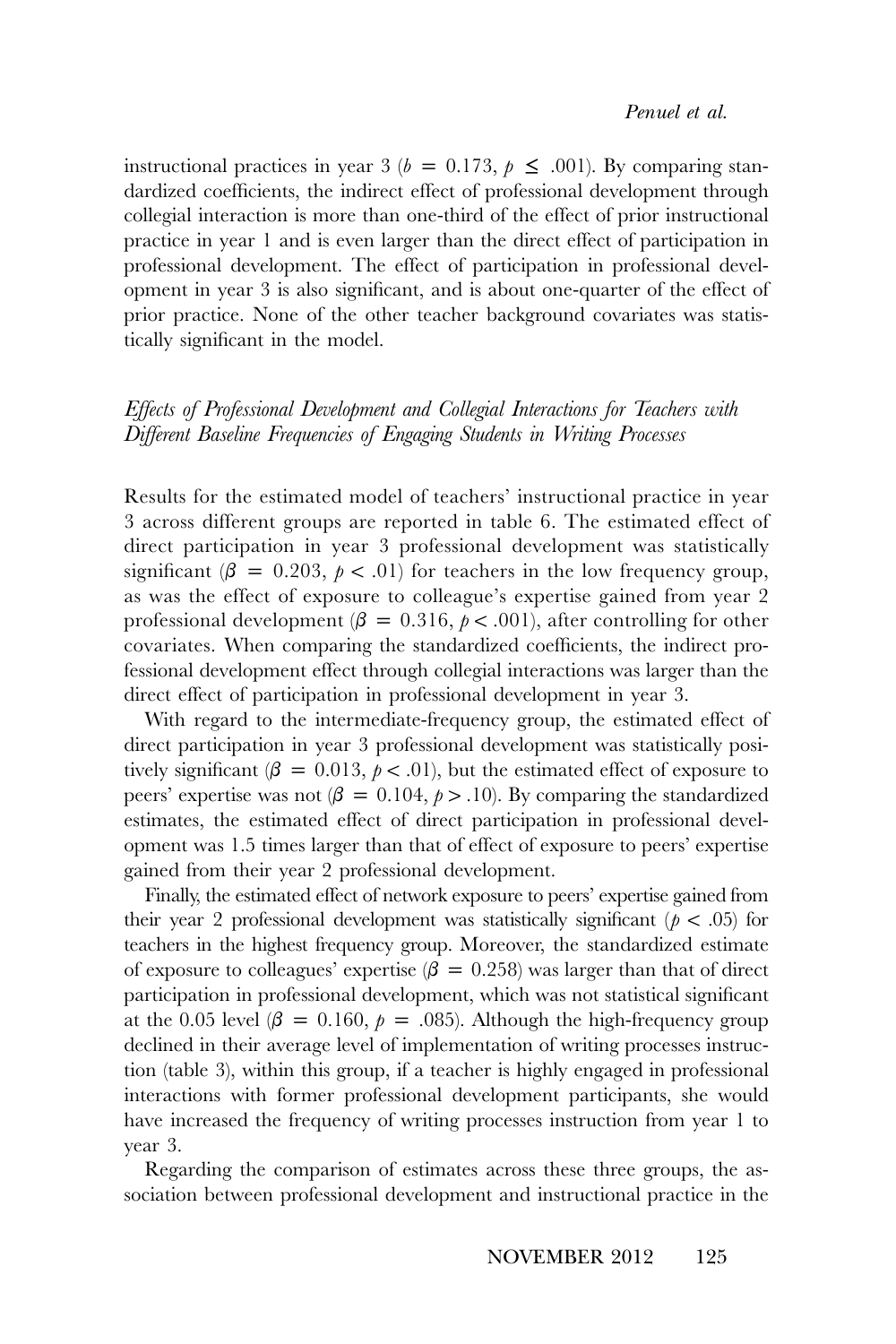instructional practices in year 3 ($b = 0.173$, $p \leq .001$). By comparing standardized coefficients, the indirect effect of professional development through collegial interaction is more than one-third of the effect of prior instructional practice in year 1 and is even larger than the direct effect of participation in professional development. The effect of participation in professional development in year 3 is also significant, and is about one-quarter of the effect of prior practice. None of the other teacher background covariates was statistically significant in the model.

### *Effects of Professional Development and Collegial Interactions for Teachers with Different Baseline Frequencies of Engaging Students in Writing Processes*

Results for the estimated model of teachers' instructional practice in year 3 across different groups are reported in table 6. The estimated effect of direct participation in year 3 professional development was statistically significant ($\beta = 0.203$, $p < .01$) for teachers in the low frequency group, as was the effect of exposure to colleague's expertise gained from year 2 professional development ($\beta = 0.316$, $p < .001$), after controlling for other covariates. When comparing the standardized coefficients, the indirect professional development effect through collegial interactions was larger than the direct effect of participation in professional development in year 3.

With regard to the intermediate-frequency group, the estimated effect of direct participation in year 3 professional development was statistically positively significant ($\beta = 0.013$, $p < .01$), but the estimated effect of exposure to peers' expertise was not ($\beta = 0.104$, $p > .10$). By comparing the standardized estimates, the estimated effect of direct participation in professional development was 1.5 times larger than that of effect of exposure to peers' expertise gained from their year 2 professional development.

Finally, the estimated effect of network exposure to peers' expertise gained from their year 2 professional development was statistically significant ($p < .05$) for teachers in the highest frequency group. Moreover, the standardized estimate of exposure to colleagues' expertise ($\beta = 0.258$) was larger than that of direct participation in professional development, which was not statistical significant at the 0.05 level ($\beta = 0.160$, $p = .085$). Although the high-frequency group declined in their average level of implementation of writing processes instruction (table 3), within this group, if a teacher is highly engaged in professional interactions with former professional development participants, she would have increased the frequency of writing processes instruction from year 1 to year 3.

Regarding the comparison of estimates across these three groups, the association between professional development and instructional practice in the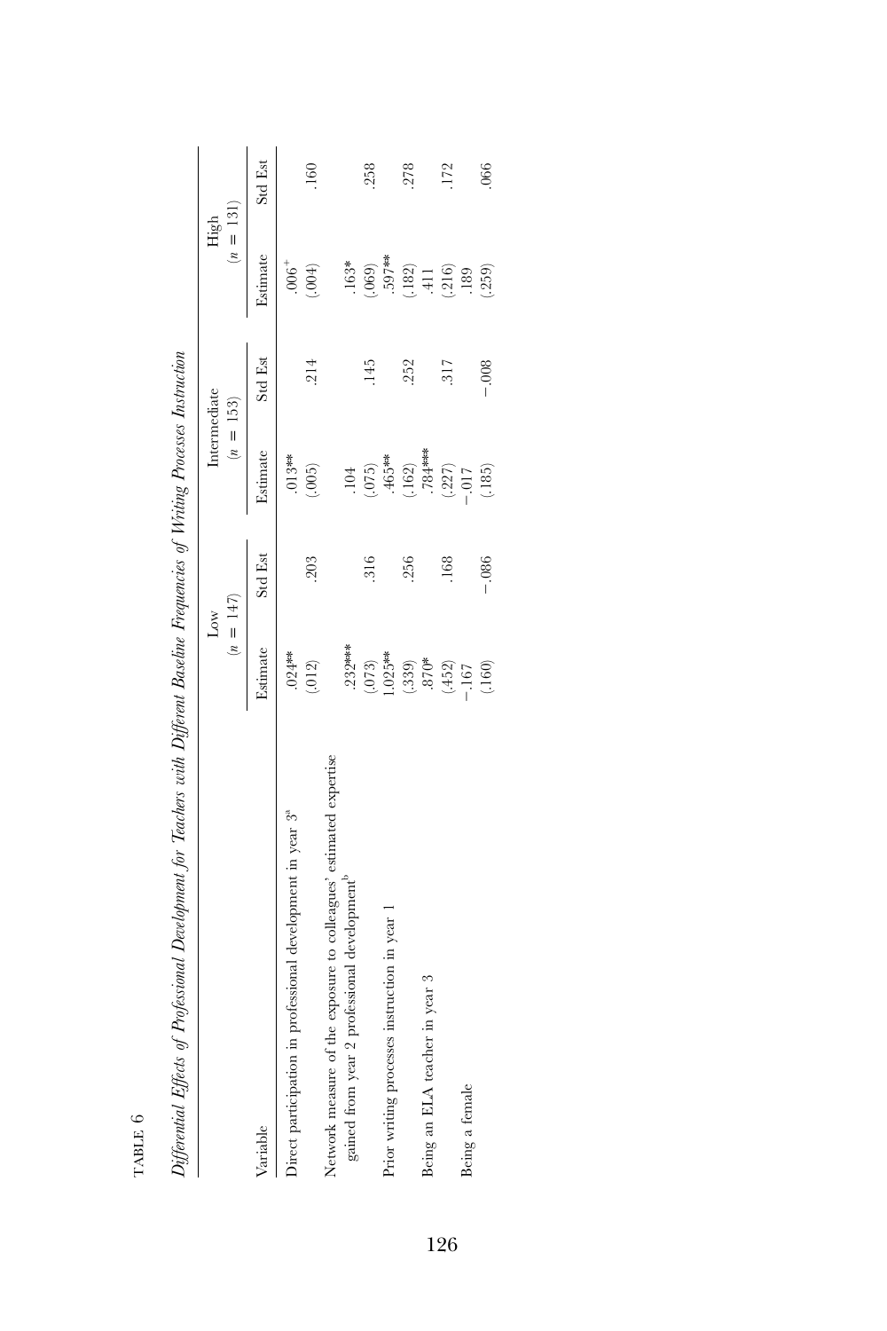TABLE 6

*Differential Effects of Professional Development for Teachers with Different Baseline Frequencies of Writing Processes Instruction*

| Variable | Low ($n$ = 147) | | Intermediate ($n$ = 153) | | High ($n$ = 131) | |
|---|---|---|---|---|---|---|
| | Estimate | Std Est | Estimate | Std Est | Estimate | Std Est |
| Direct participation in professional development in year 3[a] | .024** | .203 | .013** | .214 | .006[+] | .160 |
| | (.012) | | (.005) | | (.004) | |
| Network measure of the exposure to colleagues' estimated expertise gained from year 2 professional development[b] | .232*** | .316 | .104 | .145 | .163* | .258 |
| | (.073) | | (.075) | | (.069) | |
| Prior writing processes instruction in year 1 | 1.025** | .256 | .465** | .252 | .597** | .278 |
| | (.339) | | (.162) | | (.182) | |
| Being an ELA teacher in year 3 | .870* | .168 | .784*** | .317 | .411 | .172 |
| | (.452) | | (.227) | | (.216) | |
| Being a female | −.167 | −.086 | −.017 | −.008 | .189 | .066 |
| | (.160) | | (.185) | | (.259) | |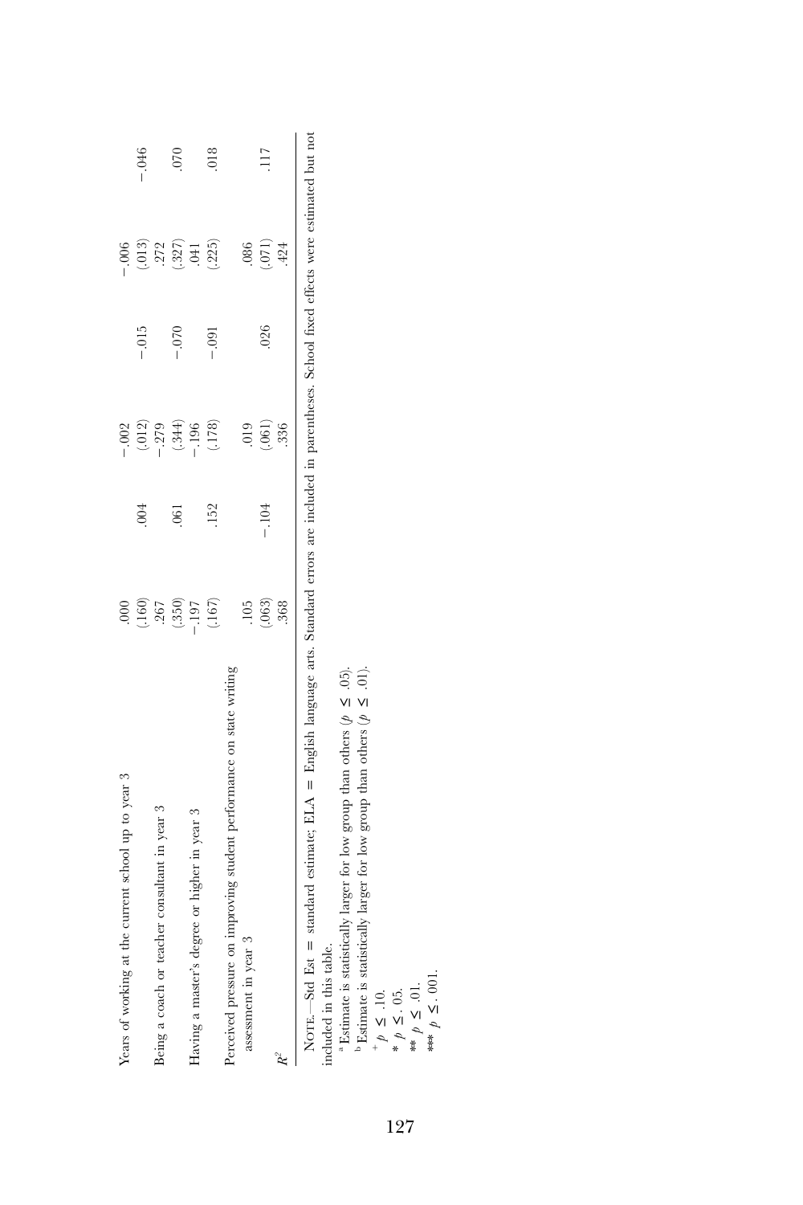| | | | | | | |
|---|---|---|---|---|---|---|
| Years of working at the current school up to year 3 | .000 | | −.002 | | −.006 | |
| | (.160) | .004 | (.012) | −.015 | (.013) | −.046 |
| Being a coach or teacher consultant in year 3 | .267 | | −.279 | | .272 | |
| | (.350) | .061 | (.344) | −.070 | (.327) | .070 |
| Having a master's degree or higher in year 3 | −.197 | | −.196 | | .041 | |
| | (.167) | .152 | (.178) | −.091 | (.225) | .018 |
| Perceived pressure on improving student performance on state writing assessment in year 3 | .105 | | .019 | | .086 | |
| | (.063) | −.104 | (.061) | .026 | (.071) | .117 |
| $R^2$ | .368 | | .336 | | .424 | |

NOTE.—Std Est = standard estimate; ELA = English language arts. Standard errors are included in parentheses. School fixed effects were estimated but not included in this table.

[a] Estimate is statistically larger for low group than others ($p \leq .05$).

[b] Estimate is statistically larger for low group than others ($p \leq .01$).

$^+$ $p \leq .10$.

\* $p \leq .05$.

\*\* $p \leq .01$.

\*\*\* $p \leq .001$.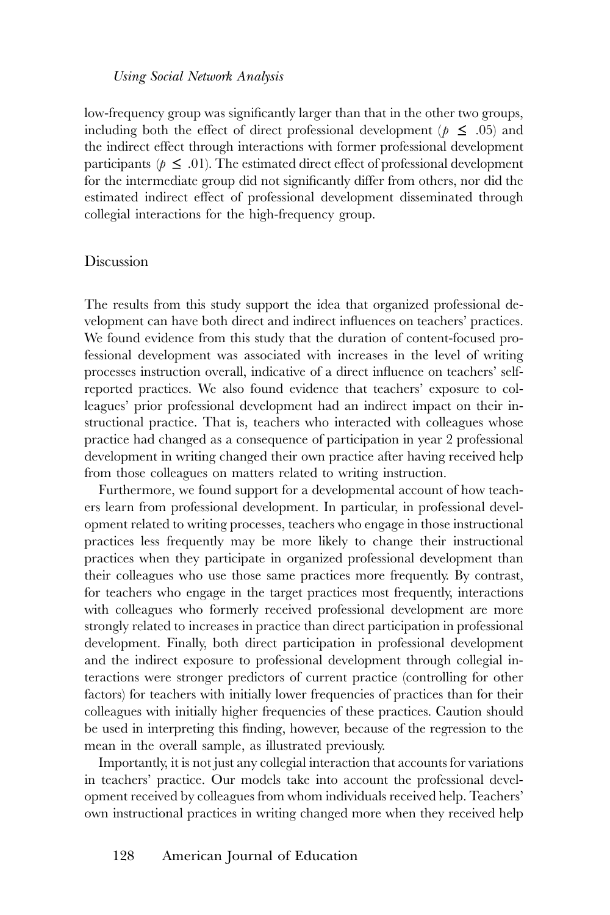low-frequency group was significantly larger than that in the other two groups, including both the effect of direct professional development ($p \leq .05$) and the indirect effect through interactions with former professional development participants ($p \leq .01$). The estimated direct effect of professional development for the intermediate group did not significantly differ from others, nor did the estimated indirect effect of professional development disseminated through collegial interactions for the high-frequency group.

## Discussion

The results from this study support the idea that organized professional development can have both direct and indirect influences on teachers' practices. We found evidence from this study that the duration of content-focused professional development was associated with increases in the level of writing processes instruction overall, indicative of a direct influence on teachers' self-reported practices. We also found evidence that teachers' exposure to colleagues' prior professional development had an indirect impact on their instructional practice. That is, teachers who interacted with colleagues whose practice had changed as a consequence of participation in year 2 professional development in writing changed their own practice after having received help from those colleagues on matters related to writing instruction.

Furthermore, we found support for a developmental account of how teachers learn from professional development. In particular, in professional development related to writing processes, teachers who engage in those instructional practices less frequently may be more likely to change their instructional practices when they participate in organized professional development than their colleagues who use those same practices more frequently. By contrast, for teachers who engage in the target practices most frequently, interactions with colleagues who formerly received professional development are more strongly related to increases in practice than direct participation in professional development. Finally, both direct participation in professional development and the indirect exposure to professional development through collegial interactions were stronger predictors of current practice (controlling for other factors) for teachers with initially lower frequencies of practices than for their colleagues with initially higher frequencies of these practices. Caution should be used in interpreting this finding, however, because of the regression to the mean in the overall sample, as illustrated previously.

Importantly, it is not just any collegial interaction that accounts for variations in teachers' practice. Our models take into account the professional development received by colleagues from whom individuals received help. Teachers' own instructional practices in writing changed more when they received help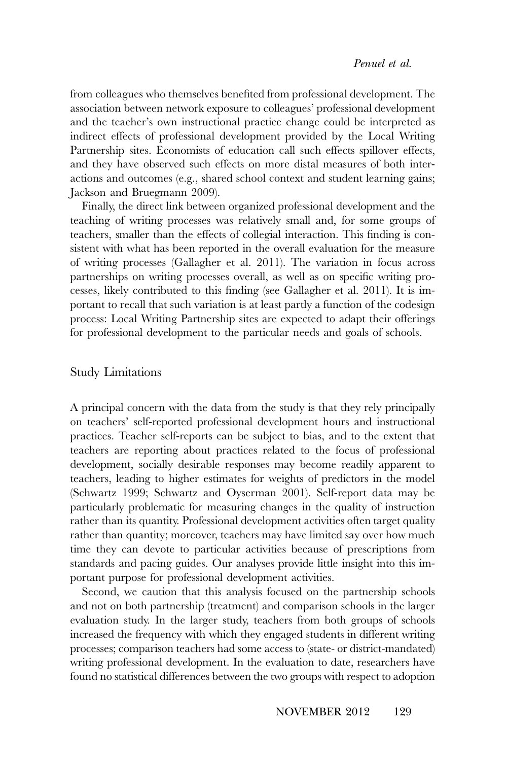from colleagues who themselves benefited from professional development. The association between network exposure to colleagues' professional development and the teacher's own instructional practice change could be interpreted as indirect effects of professional development provided by the Local Writing Partnership sites. Economists of education call such effects spillover effects, and they have observed such effects on more distal measures of both interactions and outcomes (e.g., shared school context and student learning gains; Jackson and Bruegmann 2009).

Finally, the direct link between organized professional development and the teaching of writing processes was relatively small and, for some groups of teachers, smaller than the effects of collegial interaction. This finding is consistent with what has been reported in the overall evaluation for the measure of writing processes (Gallagher et al. 2011). The variation in focus across partnerships on writing processes overall, as well as on specific writing processes, likely contributed to this finding (see Gallagher et al. 2011). It is important to recall that such variation is at least partly a function of the codesign process: Local Writing Partnership sites are expected to adapt their offerings for professional development to the particular needs and goals of schools.

## Study Limitations

A principal concern with the data from the study is that they rely principally on teachers' self-reported professional development hours and instructional practices. Teacher self-reports can be subject to bias, and to the extent that teachers are reporting about practices related to the focus of professional development, socially desirable responses may become readily apparent to teachers, leading to higher estimates for weights of predictors in the model (Schwartz 1999; Schwartz and Oyserman 2001). Self-report data may be particularly problematic for measuring changes in the quality of instruction rather than its quantity. Professional development activities often target quality rather than quantity; moreover, teachers may have limited say over how much time they can devote to particular activities because of prescriptions from standards and pacing guides. Our analyses provide little insight into this important purpose for professional development activities.

Second, we caution that this analysis focused on the partnership schools and not on both partnership (treatment) and comparison schools in the larger evaluation study. In the larger study, teachers from both groups of schools increased the frequency with which they engaged students in different writing processes; comparison teachers had some access to (state- or district-mandated) writing professional development. In the evaluation to date, researchers have found no statistical differences between the two groups with respect to adoption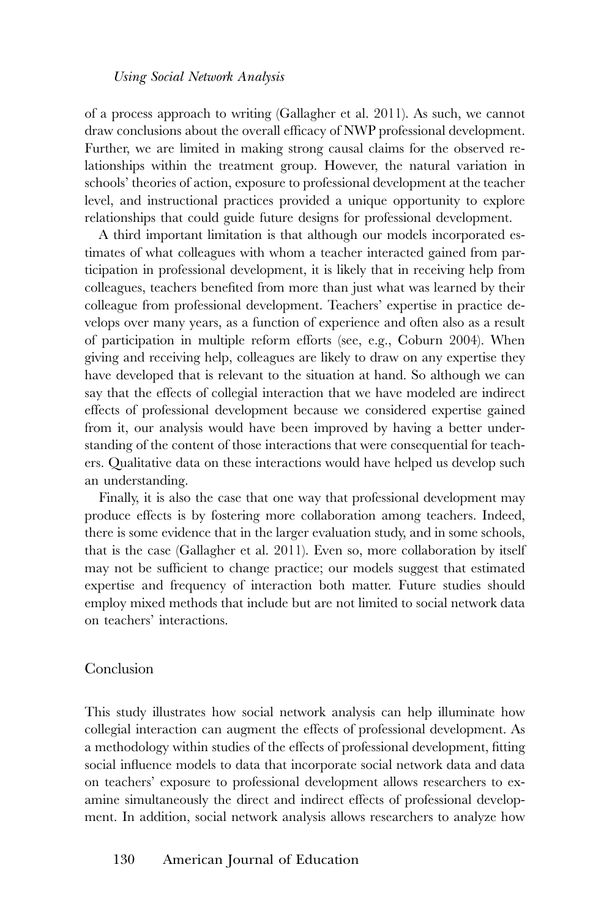of a process approach to writing (Gallagher et al. 2011). As such, we cannot draw conclusions about the overall efficacy of NWP professional development. Further, we are limited in making strong causal claims for the observed relationships within the treatment group. However, the natural variation in schools' theories of action, exposure to professional development at the teacher level, and instructional practices provided a unique opportunity to explore relationships that could guide future designs for professional development.

A third important limitation is that although our models incorporated estimates of what colleagues with whom a teacher interacted gained from participation in professional development, it is likely that in receiving help from colleagues, teachers benefited from more than just what was learned by their colleague from professional development. Teachers' expertise in practice develops over many years, as a function of experience and often also as a result of participation in multiple reform efforts (see, e.g., Coburn 2004). When giving and receiving help, colleagues are likely to draw on any expertise they have developed that is relevant to the situation at hand. So although we can say that the effects of collegial interaction that we have modeled are indirect effects of professional development because we considered expertise gained from it, our analysis would have been improved by having a better understanding of the content of those interactions that were consequential for teachers. Qualitative data on these interactions would have helped us develop such an understanding.

Finally, it is also the case that one way that professional development may produce effects is by fostering more collaboration among teachers. Indeed, there is some evidence that in the larger evaluation study, and in some schools, that is the case (Gallagher et al. 2011). Even so, more collaboration by itself may not be sufficient to change practice; our models suggest that estimated expertise and frequency of interaction both matter. Future studies should employ mixed methods that include but are not limited to social network data on teachers' interactions.

## Conclusion

This study illustrates how social network analysis can help illuminate how collegial interaction can augment the effects of professional development. As a methodology within studies of the effects of professional development, fitting social influence models to data that incorporate social network data and data on teachers' exposure to professional development allows researchers to examine simultaneously the direct and indirect effects of professional development. In addition, social network analysis allows researchers to analyze how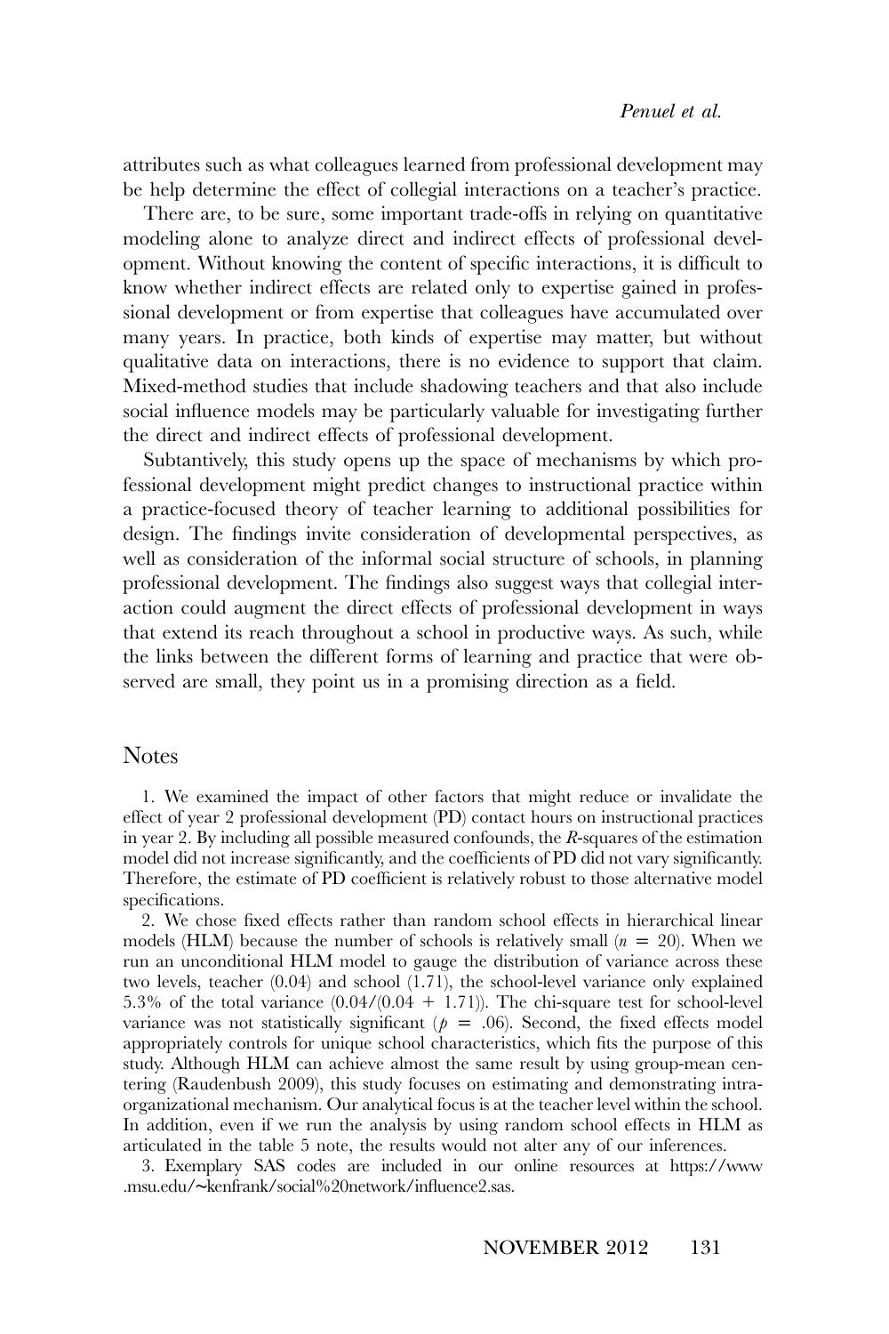attributes such as what colleagues learned from professional development may be help determine the effect of collegial interactions on a teacher's practice.

There are, to be sure, some important trade-offs in relying on quantitative modeling alone to analyze direct and indirect effects of professional development. Without knowing the content of specific interactions, it is difficult to know whether indirect effects are related only to expertise gained in professional development or from expertise that colleagues have accumulated over many years. In practice, both kinds of expertise may matter, but without qualitative data on interactions, there is no evidence to support that claim. Mixed-method studies that include shadowing teachers and that also include social influence models may be particularly valuable for investigating further the direct and indirect effects of professional development.

Subtantively, this study opens up the space of mechanisms by which professional development might predict changes to instructional practice within a practice-focused theory of teacher learning to additional possibilities for design. The findings invite consideration of developmental perspectives, as well as consideration of the informal social structure of schools, in planning professional development. The findings also suggest ways that collegial interaction could augment the direct effects of professional development in ways that extend its reach throughout a school in productive ways. As such, while the links between the different forms of learning and practice that were observed are small, they point us in a promising direction as a field.

## Notes

1. We examined the impact of other factors that might reduce or invalidate the effect of year 2 professional development (PD) contact hours on instructional practices in year 2. By including all possible measured confounds, the $R$-squares of the estimation model did not increase significantly, and the coefficients of PD did not vary significantly. Therefore, the estimate of PD coefficient is relatively robust to those alternative model specifications.

2. We chose fixed effects rather than random school effects in hierarchical linear models (HLM) because the number of schools is relatively small ($n = 20$). When we run an unconditional HLM model to gauge the distribution of variance across these two levels, teacher (0.04) and school (1.71), the school-level variance only explained 5.3% of the total variance $(0.04/(0.04 + 1.71))$. The chi-square test for school-level variance was not statistically significant ($p = .06$). Second, the fixed effects model appropriately controls for unique school characteristics, which fits the purpose of this study. Although HLM can achieve almost the same result by using group-mean centering (Raudenbush 2009), this study focuses on estimating and demonstrating intra-organizational mechanism. Our analytical focus is at the teacher level within the school. In addition, even if we run the analysis by using random school effects in HLM as articulated in the table 5 note, the results would not alter any of our inferences.

3. Exemplary SAS codes are included in our online resources at https://www.msu.edu/~kenfrank/social%20network/influence2.sas.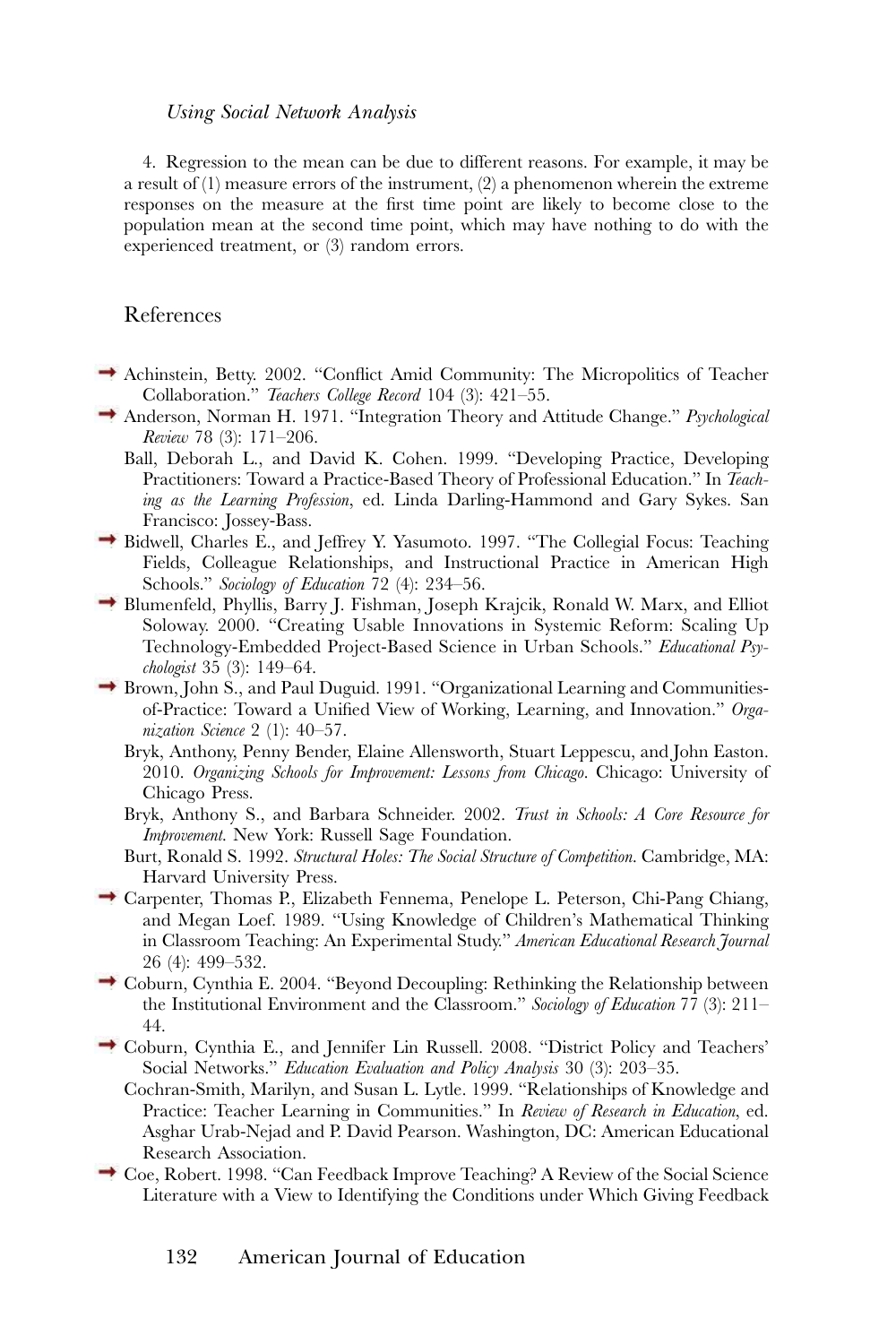4. Regression to the mean can be due to different reasons. For example, it may be a result of (1) measure errors of the instrument, (2) a phenomenon wherein the extreme responses on the measure at the first time point are likely to become close to the population mean at the second time point, which may have nothing to do with the experienced treatment, or (3) random errors.

## References

Achinstein, Betty. 2002. "Conflict Amid Community: The Micropolitics of Teacher Collaboration." *Teachers College Record* 104 (3): 421–55.

Anderson, Norman H. 1971. "Integration Theory and Attitude Change." *Psychological Review* 78 (3): 171–206.

Ball, Deborah L., and David K. Cohen. 1999. "Developing Practice, Developing Practitioners: Toward a Practice-Based Theory of Professional Education." In *Teaching as the Learning Profession*, ed. Linda Darling-Hammond and Gary Sykes. San Francisco: Jossey-Bass.

Bidwell, Charles E., and Jeffrey Y. Yasumoto. 1997. "The Collegial Focus: Teaching Fields, Colleague Relationships, and Instructional Practice in American High Schools." *Sociology of Education* 72 (4): 234–56.

Blumenfeld, Phyllis, Barry J. Fishman, Joseph Krajcik, Ronald W. Marx, and Elliot Soloway. 2000. "Creating Usable Innovations in Systemic Reform: Scaling Up Technology-Embedded Project-Based Science in Urban Schools." *Educational Psychologist* 35 (3): 149–64.

Brown, John S., and Paul Duguid. 1991. "Organizational Learning and Communities-of-Practice: Toward a Unified View of Working, Learning, and Innovation." *Organization Science* 2 (1): 40–57.

Bryk, Anthony, Penny Bender, Elaine Allensworth, Stuart Leppescu, and John Easton. 2010. *Organizing Schools for Improvement: Lessons from Chicago*. Chicago: University of Chicago Press.

Bryk, Anthony S., and Barbara Schneider. 2002. *Trust in Schools: A Core Resource for Improvement*. New York: Russell Sage Foundation.

Burt, Ronald S. 1992. *Structural Holes: The Social Structure of Competition*. Cambridge, MA: Harvard University Press.

Carpenter, Thomas P., Elizabeth Fennema, Penelope L. Peterson, Chi-Pang Chiang, and Megan Loef. 1989. "Using Knowledge of Children's Mathematical Thinking in Classroom Teaching: An Experimental Study." *American Educational Research Journal* 26 (4): 499–532.

Coburn, Cynthia E. 2004. "Beyond Decoupling: Rethinking the Relationship between the Institutional Environment and the Classroom." *Sociology of Education* 77 (3): 211–44.

Coburn, Cynthia E., and Jennifer Lin Russell. 2008. "District Policy and Teachers' Social Networks." *Education Evaluation and Policy Analysis* 30 (3): 203–35.

Cochran-Smith, Marilyn, and Susan L. Lytle. 1999. "Relationships of Knowledge and Practice: Teacher Learning in Communities." In *Review of Research in Education*, ed. Asghar Urab-Nejad and P. David Pearson. Washington, DC: American Educational Research Association.

Coe, Robert. 1998. "Can Feedback Improve Teaching? A Review of the Social Science Literature with a View to Identifying the Conditions under Which Giving Feedback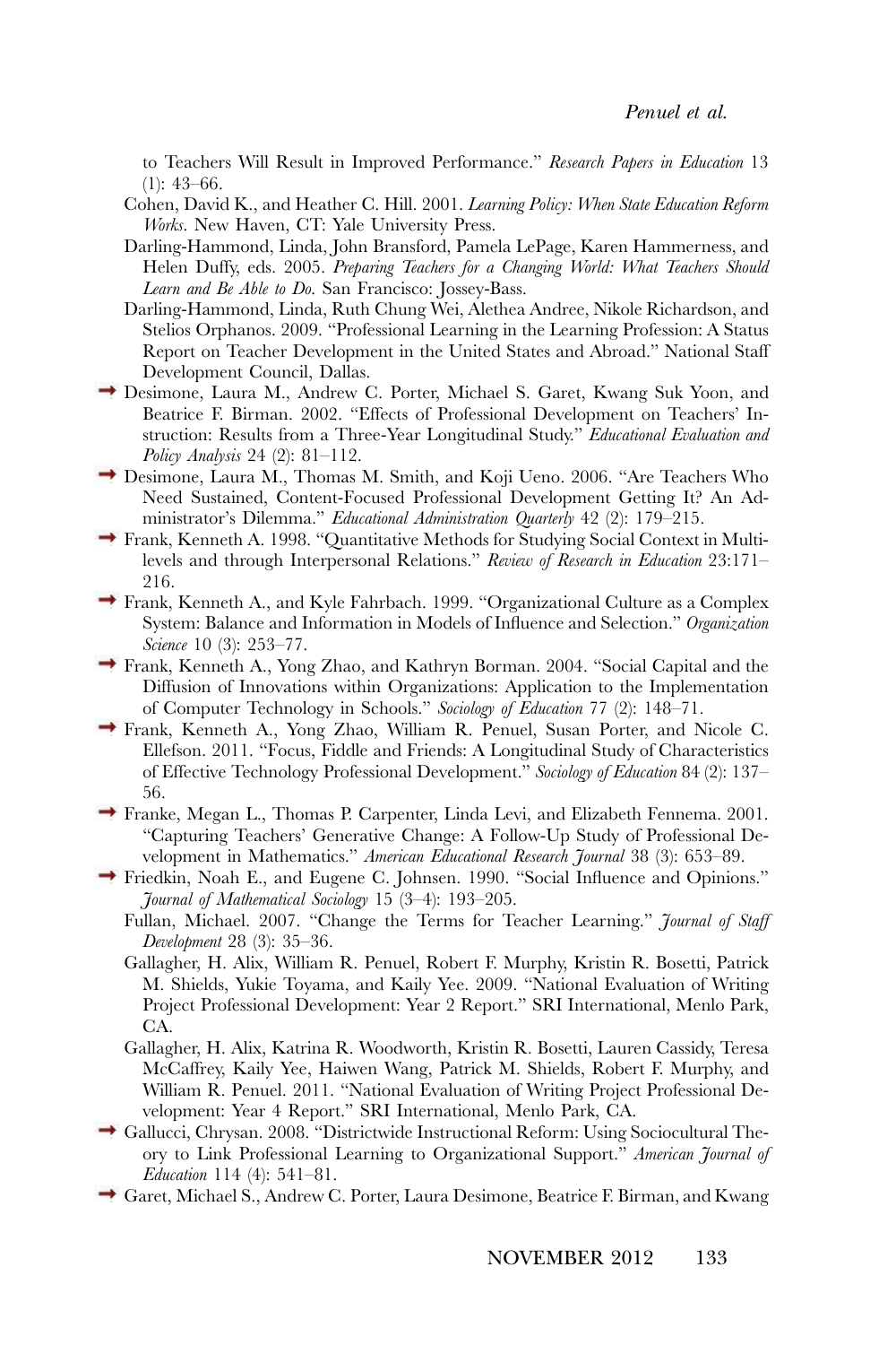to Teachers Will Result in Improved Performance." *Research Papers in Education* 13 (1): 43–66.

Cohen, David K., and Heather C. Hill. 2001. *Learning Policy: When State Education Reform Works*. New Haven, CT: Yale University Press.

Darling-Hammond, Linda, John Bransford, Pamela LePage, Karen Hammerness, and Helen Duffy, eds. 2005. *Preparing Teachers for a Changing World: What Teachers Should Learn and Be Able to Do*. San Francisco: Jossey-Bass.

Darling-Hammond, Linda, Ruth Chung Wei, Alethea Andree, Nikole Richardson, and Stelios Orphanos. 2009. "Professional Learning in the Learning Profession: A Status Report on Teacher Development in the United States and Abroad." National Staff Development Council, Dallas.

Desimone, Laura M., Andrew C. Porter, Michael S. Garet, Kwang Suk Yoon, and Beatrice F. Birman. 2002. "Effects of Professional Development on Teachers' Instruction: Results from a Three-Year Longitudinal Study." *Educational Evaluation and Policy Analysis* 24 (2): 81–112.

Desimone, Laura M., Thomas M. Smith, and Koji Ueno. 2006. "Are Teachers Who Need Sustained, Content-Focused Professional Development Getting It? An Administrator's Dilemma." *Educational Administration Quarterly* 42 (2): 179–215.

Frank, Kenneth A. 1998. "Quantitative Methods for Studying Social Context in Multilevels and through Interpersonal Relations." *Review of Research in Education* 23:171–216.

Frank, Kenneth A., and Kyle Fahrbach. 1999. "Organizational Culture as a Complex System: Balance and Information in Models of Influence and Selection." *Organization Science* 10 (3): 253–77.

Frank, Kenneth A., Yong Zhao, and Kathryn Borman. 2004. "Social Capital and the Diffusion of Innovations within Organizations: Application to the Implementation of Computer Technology in Schools." *Sociology of Education* 77 (2): 148–71.

Frank, Kenneth A., Yong Zhao, William R. Penuel, Susan Porter, and Nicole C. Ellefson. 2011. "Focus, Fiddle and Friends: A Longitudinal Study of Characteristics of Effective Technology Professional Development." *Sociology of Education* 84 (2): 137–56.

Franke, Megan L., Thomas P. Carpenter, Linda Levi, and Elizabeth Fennema. 2001. "Capturing Teachers' Generative Change: A Follow-Up Study of Professional Development in Mathematics." *American Educational Research Journal* 38 (3): 653–89.

Friedkin, Noah E., and Eugene C. Johnsen. 1990. "Social Influence and Opinions." *Journal of Mathematical Sociology* 15 (3–4): 193–205.

Fullan, Michael. 2007. "Change the Terms for Teacher Learning." *Journal of Staff Development* 28 (3): 35–36.

Gallagher, H. Alix, William R. Penuel, Robert F. Murphy, Kristin R. Bosetti, Patrick M. Shields, Yukie Toyama, and Kaily Yee. 2009. "National Evaluation of Writing Project Professional Development: Year 2 Report." SRI International, Menlo Park, CA.

Gallagher, H. Alix, Katrina R. Woodworth, Kristin R. Bosetti, Lauren Cassidy, Teresa McCaffrey, Kaily Yee, Haiwen Wang, Patrick M. Shields, Robert F. Murphy, and William R. Penuel. 2011. "National Evaluation of Writing Project Professional Development: Year 4 Report." SRI International, Menlo Park, CA.

Gallucci, Chrysan. 2008. "Districtwide Instructional Reform: Using Sociocultural Theory to Link Professional Learning to Organizational Support." *American Journal of Education* 114 (4): 541–81.

Garet, Michael S., Andrew C. Porter, Laura Desimone, Beatrice F. Birman, and Kwang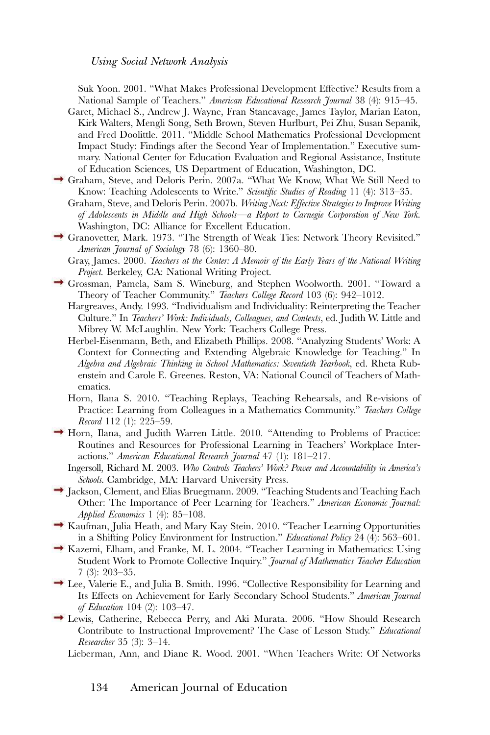Suk Yoon. 2001. "What Makes Professional Development Effective? Results from a National Sample of Teachers." *American Educational Research Journal* 38 (4): 915–45.

Garet, Michael S., Andrew J. Wayne, Fran Stancavage, James Taylor, Marian Eaton, Kirk Walters, Mengli Song, Seth Brown, Steven Hurlburt, Pei Zhu, Susan Sepanik, and Fred Doolittle. 2011. "Middle School Mathematics Professional Development Impact Study: Findings after the Second Year of Implementation." Executive summary. National Center for Education Evaluation and Regional Assistance, Institute of Education Sciences, US Department of Education, Washington, DC.

Graham, Steve, and Deloris Perin. 2007a. "What We Know, What We Still Need to Know: Teaching Adolescents to Write." *Scientific Studies of Reading* 11 (4): 313–35.

Graham, Steve, and Deloris Perin. 2007b. *Writing Next: Effective Strategies to Improve Writing of Adolescents in Middle and High Schools—a Report to Carnegie Corporation of New York.* Washington, DC: Alliance for Excellent Education.

Granovetter, Mark. 1973. "The Strength of Weak Ties: Network Theory Revisited." *American Journal of Sociology* 78 (6): 1360–80.

Gray, James. 2000. *Teachers at the Center: A Memoir of the Early Years of the National Writing Project.* Berkeley, CA: National Writing Project.

Grossman, Pamela, Sam S. Wineburg, and Stephen Woolworth. 2001. "Toward a Theory of Teacher Community." *Teachers College Record* 103 (6): 942–1012.

Hargreaves, Andy. 1993. "Individualism and Individuality: Reinterpreting the Teacher Culture." In *Teachers' Work: Individuals, Colleagues, and Contexts*, ed. Judith W. Little and Mibrey W. McLaughlin. New York: Teachers College Press.

Herbel-Eisenmann, Beth, and Elizabeth Phillips. 2008. "Analyzing Students' Work: A Context for Connecting and Extending Algebraic Knowledge for Teaching." In *Algebra and Algebraic Thinking in School Mathematics: Seventieth Yearbook*, ed. Rheta Rubenstein and Carole E. Greenes. Reston, VA: National Council of Teachers of Mathematics.

Horn, Ilana S. 2010. "Teaching Replays, Teaching Rehearsals, and Re-visions of Practice: Learning from Colleagues in a Mathematics Community." *Teachers College Record* 112 (1): 225–59.

Horn, Ilana, and Judith Warren Little. 2010. "Attending to Problems of Practice: Routines and Resources for Professional Learning in Teachers' Workplace Interactions." *American Educational Research Journal* 47 (1): 181–217.

Ingersoll, Richard M. 2003. *Who Controls Teachers' Work? Power and Accountability in America's Schools.* Cambridge, MA: Harvard University Press.

Jackson, Clement, and Elias Bruegmann. 2009. "Teaching Students and Teaching Each Other: The Importance of Peer Learning for Teachers." *American Economic Journal: Applied Economics* 1 (4): 85–108.

Kaufman, Julia Heath, and Mary Kay Stein. 2010. "Teacher Learning Opportunities in a Shifting Policy Environment for Instruction." *Educational Policy* 24 (4): 563–601.

Kazemi, Elham, and Franke, M. L. 2004. "Teacher Learning in Mathematics: Using Student Work to Promote Collective Inquiry." *Journal of Mathematics Teacher Education* 7 (3): 203–35.

Lee, Valerie E., and Julia B. Smith. 1996. "Collective Responsibility for Learning and Its Effects on Achievement for Early Secondary School Students." *American Journal of Education* 104 (2): 103–47.

Lewis, Catherine, Rebecca Perry, and Aki Murata. 2006. "How Should Research Contribute to Instructional Improvement? The Case of Lesson Study." *Educational Researcher* 35 (3): 3–14.

Lieberman, Ann, and Diane R. Wood. 2001. "When Teachers Write: Of Networks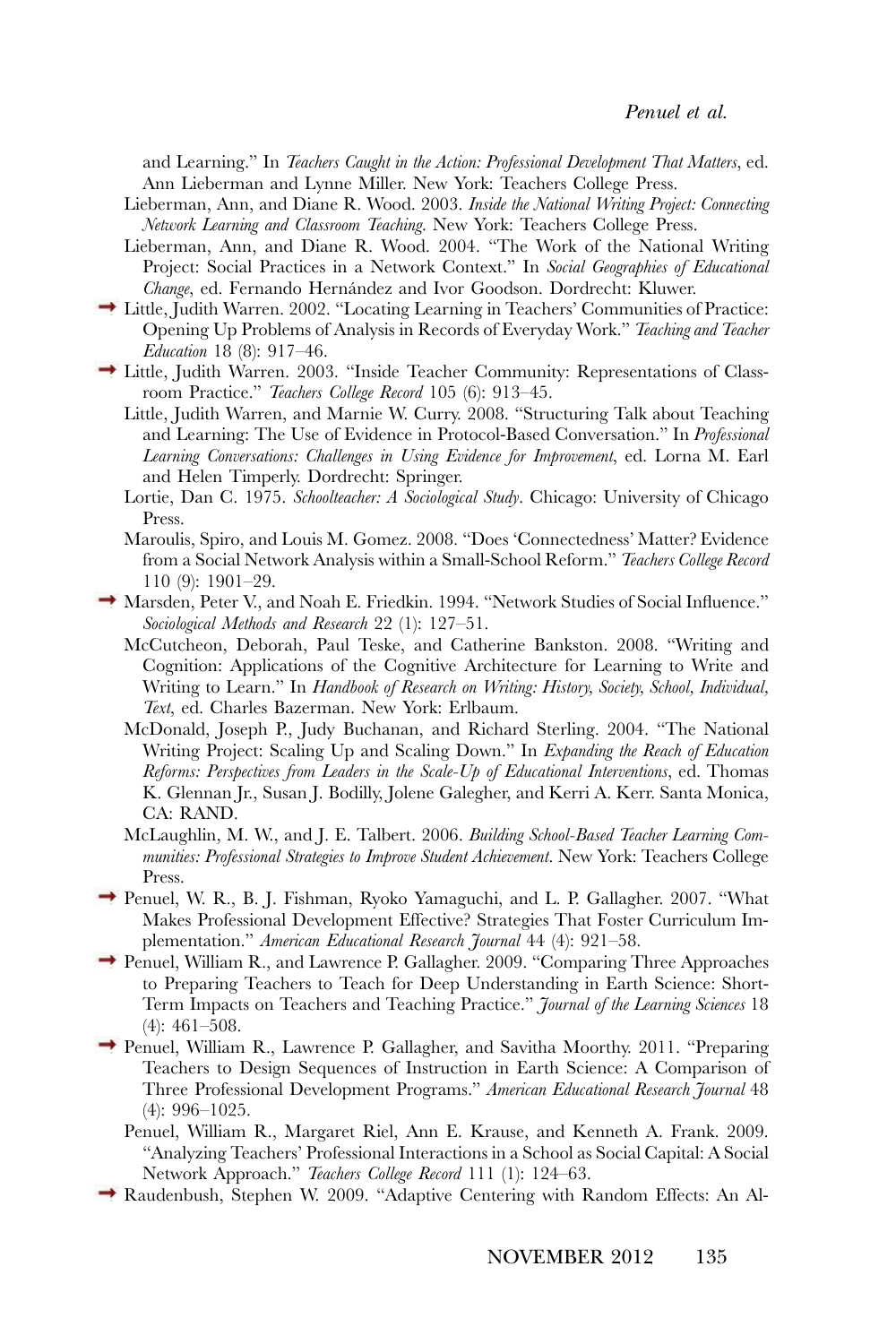and Learning." In *Teachers Caught in the Action: Professional Development That Matters*, ed. Ann Lieberman and Lynne Miller. New York: Teachers College Press.

Lieberman, Ann, and Diane R. Wood. 2003. *Inside the National Writing Project: Connecting Network Learning and Classroom Teaching*. New York: Teachers College Press.

Lieberman, Ann, and Diane R. Wood. 2004. "The Work of the National Writing Project: Social Practices in a Network Context." In *Social Geographies of Educational Change*, ed. Fernando Hernández and Ivor Goodson. Dordrecht: Kluwer.

Little, Judith Warren. 2002. "Locating Learning in Teachers' Communities of Practice: Opening Up Problems of Analysis in Records of Everyday Work." *Teaching and Teacher Education* 18 (8): 917–46.

Little, Judith Warren. 2003. "Inside Teacher Community: Representations of Classroom Practice." *Teachers College Record* 105 (6): 913–45.

Little, Judith Warren, and Marnie W. Curry. 2008. "Structuring Talk about Teaching and Learning: The Use of Evidence in Protocol-Based Conversation." In *Professional Learning Conversations: Challenges in Using Evidence for Improvement*, ed. Lorna M. Earl and Helen Timperly. Dordrecht: Springer.

Lortie, Dan C. 1975. *Schoolteacher: A Sociological Study*. Chicago: University of Chicago Press.

Maroulis, Spiro, and Louis M. Gomez. 2008. "Does 'Connectedness' Matter? Evidence from a Social Network Analysis within a Small-School Reform." *Teachers College Record* 110 (9): 1901–29.

Marsden, Peter V., and Noah E. Friedkin. 1994. "Network Studies of Social Influence." *Sociological Methods and Research* 22 (1): 127–51.

McCutcheon, Deborah, Paul Teske, and Catherine Bankston. 2008. "Writing and Cognition: Applications of the Cognitive Architecture for Learning to Write and Writing to Learn." In *Handbook of Research on Writing: History, Society, School, Individual, Text*, ed. Charles Bazerman. New York: Erlbaum.

McDonald, Joseph P., Judy Buchanan, and Richard Sterling. 2004. "The National Writing Project: Scaling Up and Scaling Down." In *Expanding the Reach of Education Reforms: Perspectives from Leaders in the Scale-Up of Educational Interventions*, ed. Thomas K. Glennan Jr., Susan J. Bodilly, Jolene Galegher, and Kerri A. Kerr. Santa Monica, CA: RAND.

McLaughlin, M. W., and J. E. Talbert. 2006. *Building School-Based Teacher Learning Communities: Professional Strategies to Improve Student Achievement*. New York: Teachers College Press.

Penuel, W. R., B. J. Fishman, Ryoko Yamaguchi, and L. P. Gallagher. 2007. "What Makes Professional Development Effective? Strategies That Foster Curriculum Implementation." *American Educational Research Journal* 44 (4): 921–58.

Penuel, William R., and Lawrence P. Gallagher. 2009. "Comparing Three Approaches to Preparing Teachers to Teach for Deep Understanding in Earth Science: Short-Term Impacts on Teachers and Teaching Practice." *Journal of the Learning Sciences* 18 (4): 461–508.

Penuel, William R., Lawrence P. Gallagher, and Savitha Moorthy. 2011. "Preparing Teachers to Design Sequences of Instruction in Earth Science: A Comparison of Three Professional Development Programs." *American Educational Research Journal* 48 (4): 996–1025.

Penuel, William R., Margaret Riel, Ann E. Krause, and Kenneth A. Frank. 2009. "Analyzing Teachers' Professional Interactions in a School as Social Capital: A Social Network Approach." *Teachers College Record* 111 (1): 124–63.

Raudenbush, Stephen W. 2009. "Adaptive Centering with Random Effects: An Al-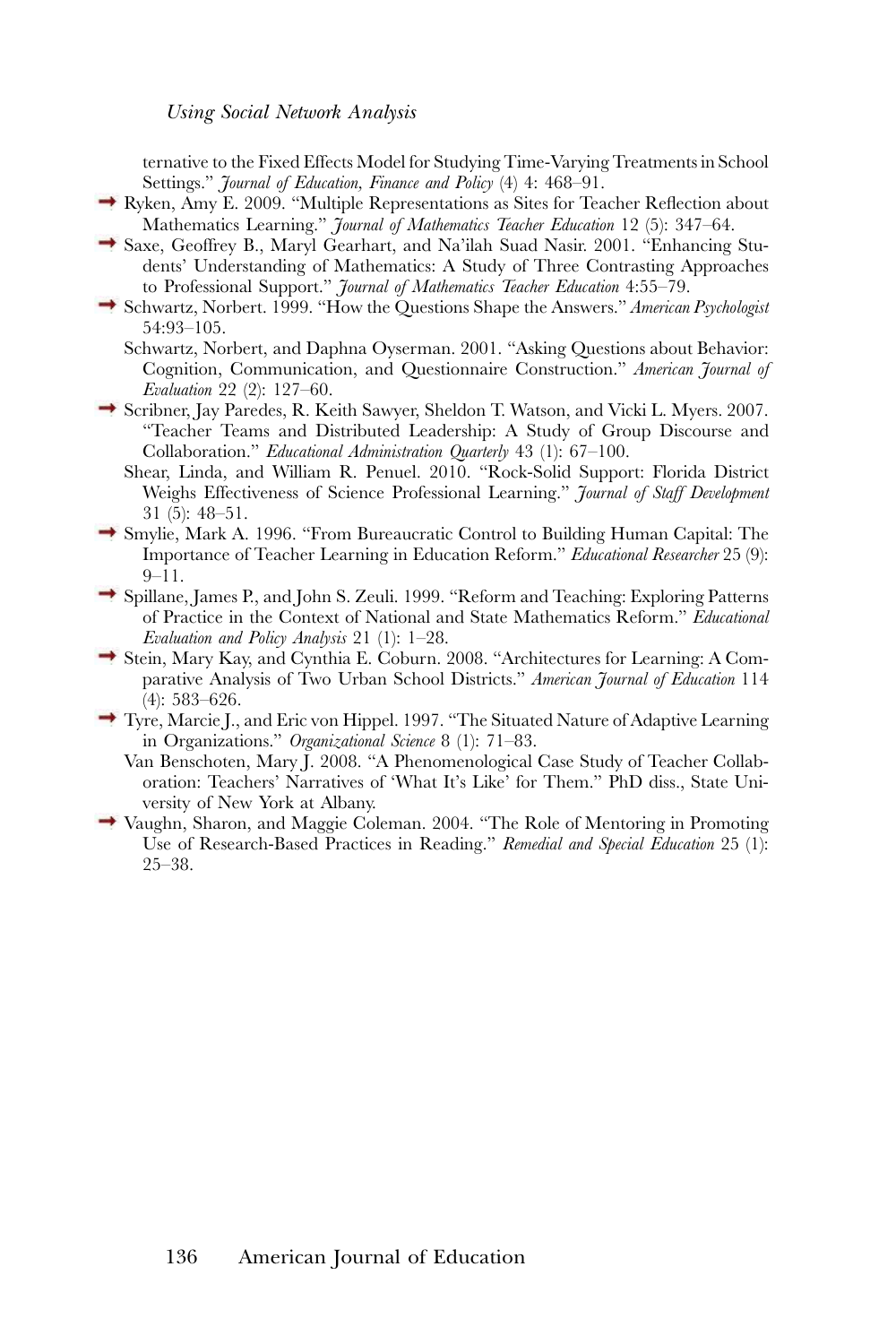ternative to the Fixed Effects Model for Studying Time-Varying Treatments in School Settings." *Journal of Education, Finance and Policy* (4) 4: 468–91.

Ryken, Amy E. 2009. "Multiple Representations as Sites for Teacher Reflection about Mathematics Learning." *Journal of Mathematics Teacher Education* 12 (5): 347–64.

Saxe, Geoffrey B., Maryl Gearhart, and Na'ilah Suad Nasir. 2001. "Enhancing Students' Understanding of Mathematics: A Study of Three Contrasting Approaches to Professional Support." *Journal of Mathematics Teacher Education* 4:55–79.

Schwartz, Norbert. 1999. "How the Questions Shape the Answers." *American Psychologist* 54:93–105.

Schwartz, Norbert, and Daphna Oyserman. 2001. "Asking Questions about Behavior: Cognition, Communication, and Questionnaire Construction." *American Journal of Evaluation* 22 (2): 127–60.

Scribner, Jay Paredes, R. Keith Sawyer, Sheldon T. Watson, and Vicki L. Myers. 2007. "Teacher Teams and Distributed Leadership: A Study of Group Discourse and Collaboration." *Educational Administration Quarterly* 43 (1): 67–100.

Shear, Linda, and William R. Penuel. 2010. "Rock-Solid Support: Florida District Weighs Effectiveness of Science Professional Learning." *Journal of Staff Development* 31 (5): 48–51.

Smylie, Mark A. 1996. "From Bureaucratic Control to Building Human Capital: The Importance of Teacher Learning in Education Reform." *Educational Researcher* 25 (9): 9–11.

Spillane, James P., and John S. Zeuli. 1999. "Reform and Teaching: Exploring Patterns of Practice in the Context of National and State Mathematics Reform." *Educational Evaluation and Policy Analysis* 21 (1): 1–28.

Stein, Mary Kay, and Cynthia E. Coburn. 2008. "Architectures for Learning: A Comparative Analysis of Two Urban School Districts." *American Journal of Education* 114 (4): 583–626.

Tyre, Marcie J., and Eric von Hippel. 1997. "The Situated Nature of Adaptive Learning in Organizations." *Organizational Science* 8 (1): 71–83.

Van Benschoten, Mary J. 2008. "A Phenomenological Case Study of Teacher Collaboration: Teachers' Narratives of 'What It's Like' for Them." PhD diss., State University of New York at Albany.

Vaughn, Sharon, and Maggie Coleman. 2004. "The Role of Mentoring in Promoting Use of Research-Based Practices in Reading." *Remedial and Special Education* 25 (1): 25–38.